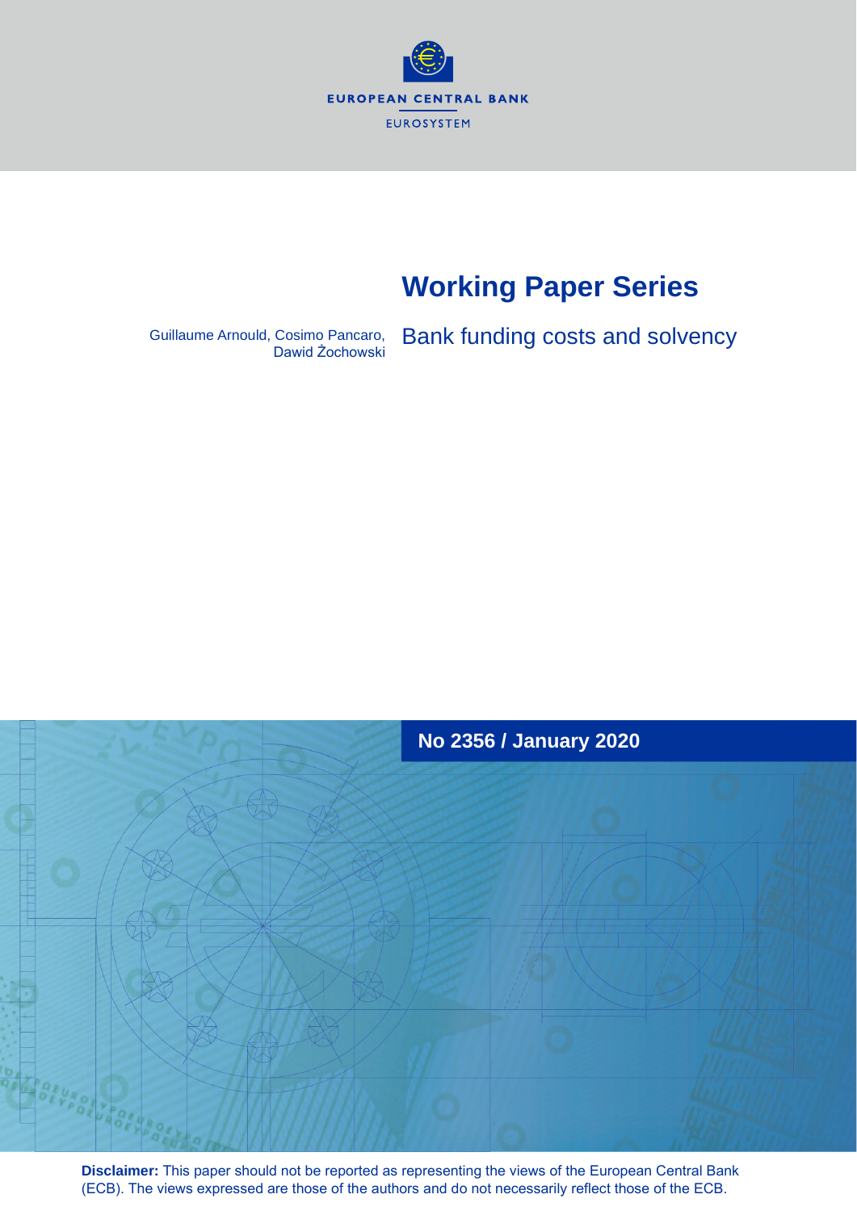EUROPEAN CENTRAL BANK

EUROSYSTEM

# Working Paper Series

Guillaume Arnould, Cosimo Pancaro, Dawid Żochowski

## Bank funding costs and solvency

**No 2356 / January 2020**

**Disclaimer:** This paper should not be reported as representing the views of the European Central Bank (ECB). The views expressed are those of the authors and do not necessarily reflect those of the ECB.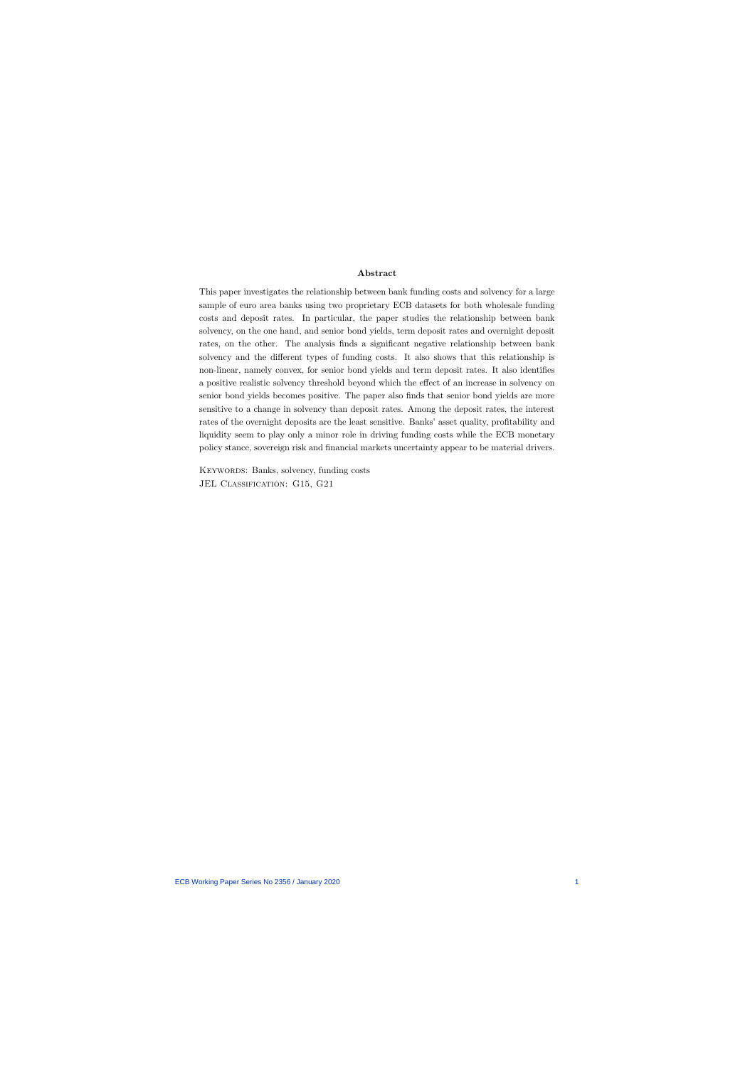## Abstract

This paper investigates the relationship between bank funding costs and solvency for a large sample of euro area banks using two proprietary ECB datasets for both wholesale funding costs and deposit rates. In particular, the paper studies the relationship between bank solvency, on the one hand, and senior bond yields, term deposit rates and overnight deposit rates, on the other. The analysis finds a significant negative relationship between bank solvency and the different types of funding costs. It also shows that this relationship is non-linear, namely convex, for senior bond yields and term deposit rates. It also identifies a positive realistic solvency threshold beyond which the effect of an increase in solvency on senior bond yields becomes positive. The paper also finds that senior bond yields are more sensitive to a change in solvency than deposit rates. Among the deposit rates, the interest rates of the overnight deposits are the least sensitive. Banks' asset quality, profitability and liquidity seem to play only a minor role in driving funding costs while the ECB monetary policy stance, sovereign risk and financial markets uncertainty appear to be material drivers.

KEYWORDS: Banks, solvency, funding costs
JEL CLASSIFICATION: G15, G21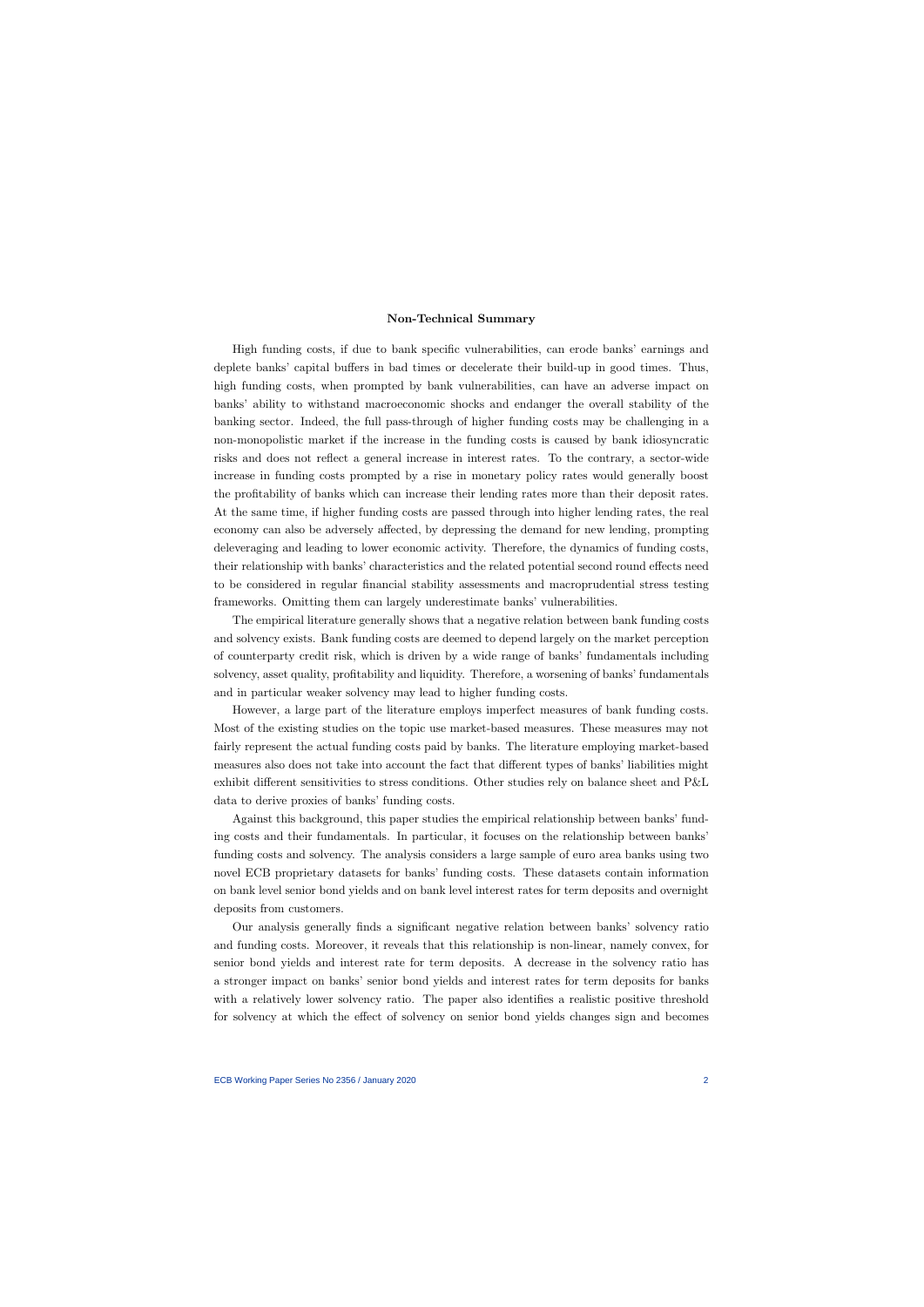## Non-Technical Summary

High funding costs, if due to bank specific vulnerabilities, can erode banks' earnings and deplete banks' capital buffers in bad times or decelerate their build-up in good times. Thus, high funding costs, when prompted by bank vulnerabilities, can have an adverse impact on banks' ability to withstand macroeconomic shocks and endanger the overall stability of the banking sector. Indeed, the full pass-through of higher funding costs may be challenging in a non-monopolistic market if the increase in the funding costs is caused by bank idiosyncratic risks and does not reflect a general increase in interest rates. To the contrary, a sector-wide increase in funding costs prompted by a rise in monetary policy rates would generally boost the profitability of banks which can increase their lending rates more than their deposit rates. At the same time, if higher funding costs are passed through into higher lending rates, the real economy can also be adversely affected, by depressing the demand for new lending, prompting deleveraging and leading to lower economic activity. Therefore, the dynamics of funding costs, their relationship with banks' characteristics and the related potential second round effects need to be considered in regular financial stability assessments and macroprudential stress testing frameworks. Omitting them can largely underestimate banks' vulnerabilities.

The empirical literature generally shows that a negative relation between bank funding costs and solvency exists. Bank funding costs are deemed to depend largely on the market perception of counterparty credit risk, which is driven by a wide range of banks' fundamentals including solvency, asset quality, profitability and liquidity. Therefore, a worsening of banks' fundamentals and in particular weaker solvency may lead to higher funding costs.

However, a large part of the literature employs imperfect measures of bank funding costs. Most of the existing studies on the topic use market-based measures. These measures may not fairly represent the actual funding costs paid by banks. The literature employing market-based measures also does not take into account the fact that different types of banks' liabilities might exhibit different sensitivities to stress conditions. Other studies rely on balance sheet and P&L data to derive proxies of banks' funding costs.

Against this background, this paper studies the empirical relationship between banks' funding costs and their fundamentals. In particular, it focuses on the relationship between banks' funding costs and solvency. The analysis considers a large sample of euro area banks using two novel ECB proprietary datasets for banks' funding costs. These datasets contain information on bank level senior bond yields and on bank level interest rates for term deposits and overnight deposits from customers.

Our analysis generally finds a significant negative relation between banks' solvency ratio and funding costs. Moreover, it reveals that this relationship is non-linear, namely convex, for senior bond yields and interest rate for term deposits. A decrease in the solvency ratio has a stronger impact on banks' senior bond yields and interest rates for term deposits for banks with a relatively lower solvency ratio. The paper also identifies a realistic positive threshold for solvency at which the effect of solvency on senior bond yields changes sign and becomes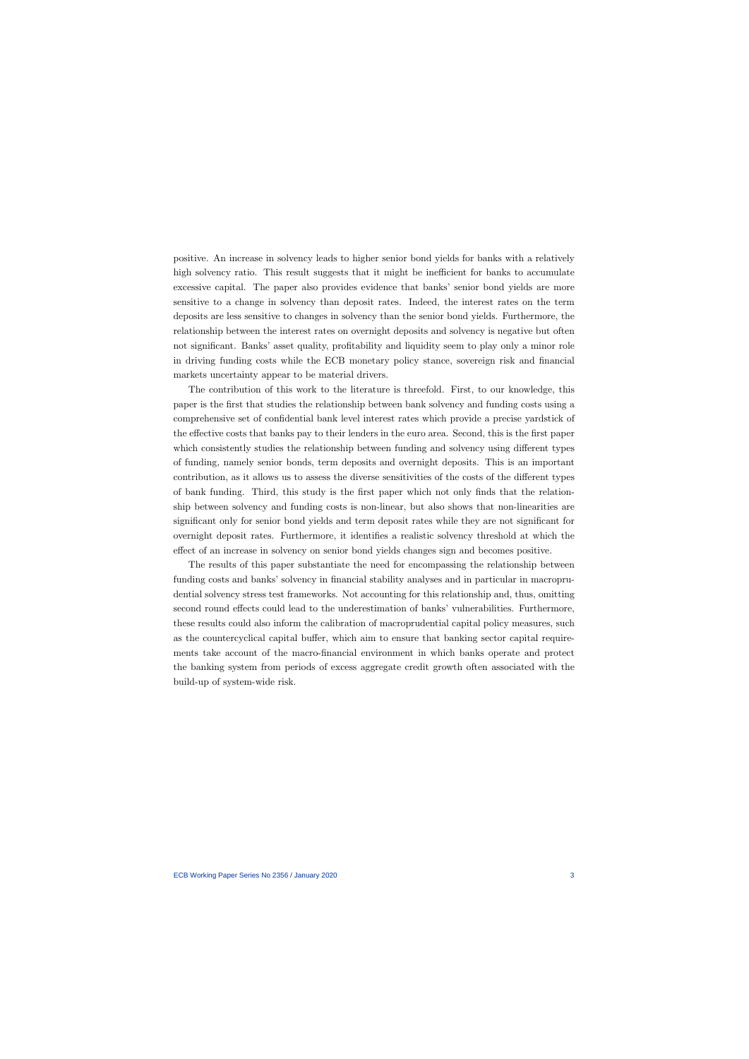positive. An increase in solvency leads to higher senior bond yields for banks with a relatively high solvency ratio. This result suggests that it might be inefficient for banks to accumulate excessive capital. The paper also provides evidence that banks' senior bond yields are more sensitive to a change in solvency than deposit rates. Indeed, the interest rates on the term deposits are less sensitive to changes in solvency than the senior bond yields. Furthermore, the relationship between the interest rates on overnight deposits and solvency is negative but often not significant. Banks' asset quality, profitability and liquidity seem to play only a minor role in driving funding costs while the ECB monetary policy stance, sovereign risk and financial markets uncertainty appear to be material drivers.

The contribution of this work to the literature is threefold. First, to our knowledge, this paper is the first that studies the relationship between bank solvency and funding costs using a comprehensive set of confidential bank level interest rates which provide a precise yardstick of the effective costs that banks pay to their lenders in the euro area. Second, this is the first paper which consistently studies the relationship between funding and solvency using different types of funding, namely senior bonds, term deposits and overnight deposits. This is an important contribution, as it allows us to assess the diverse sensitivities of the costs of the different types of bank funding. Third, this study is the first paper which not only finds that the relationship between solvency and funding costs is non-linear, but also shows that non-linearities are significant only for senior bond yields and term deposit rates while they are not significant for overnight deposit rates. Furthermore, it identifies a realistic solvency threshold at which the effect of an increase in solvency on senior bond yields changes sign and becomes positive.

The results of this paper substantiate the need for encompassing the relationship between funding costs and banks' solvency in financial stability analyses and in particular in macroprudential solvency stress test frameworks. Not accounting for this relationship and, thus, omitting second round effects could lead to the underestimation of banks' vulnerabilities. Furthermore, these results could also inform the calibration of macroprudential capital policy measures, such as the countercyclical capital buffer, which aim to ensure that banking sector capital requirements take account of the macro-financial environment in which banks operate and protect the banking system from periods of excess aggregate credit growth often associated with the build-up of system-wide risk.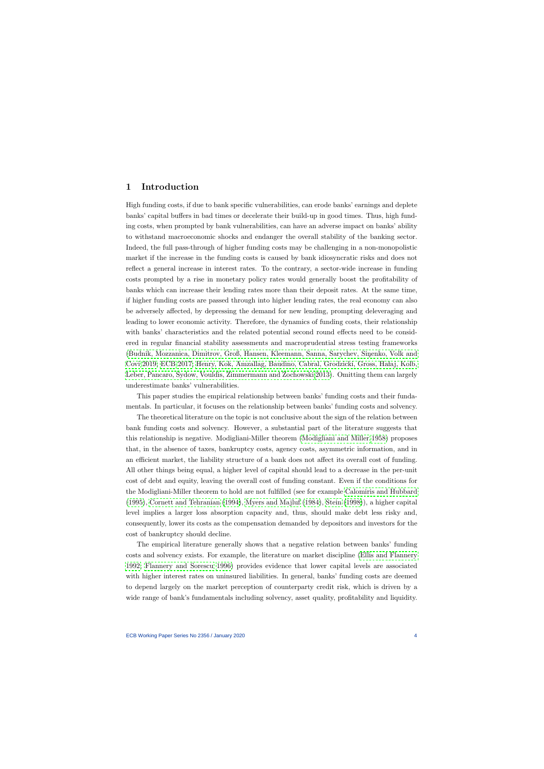# 1 Introduction

High funding costs, if due to bank specific vulnerabilities, can erode banks' earnings and deplete banks' capital buffers in bad times or decelerate their build-up in good times. Thus, high funding costs, when prompted by bank vulnerabilities, can have an adverse impact on banks' ability to withstand macroeconomic shocks and endanger the overall stability of the banking sector. Indeed, the full pass-through of higher funding costs may be challenging in a non-monopolistic market if the increase in the funding costs is caused by bank idiosyncratic risks and does not reflect a general increase in interest rates. To the contrary, a sector-wide increase in funding costs prompted by a rise in monetary policy rates would generally boost the profitability of banks which can increase their lending rates more than their deposit rates. At the same time, if higher funding costs are passed through into higher lending rates, the real economy can also be adversely affected, by depressing the demand for new lending, prompting deleveraging and leading to lower economic activity. Therefore, the dynamics of funding costs, their relationship with banks' characteristics and the related potential second round effects need to be considered in regular financial stability assessments and macroprudential stress testing frameworks (Budnik, Mozzanica, Dimitrov, Groß, Hansen, Kleemann, Sanna, Sarychev, Siņenko, Volk and Covi 2019; ECB 2017; Henry, Kok, Amzallag, Baudino, Cabral, Grodzicki, Gross, Hałaj, Kolb, Leber, Pancaro, Sydow, Vouldis, Zimmermann and Żochowski 2013). Omitting them can largely underestimate banks' vulnerabilities.

This paper studies the empirical relationship between banks' funding costs and their fundamentals. In particular, it focuses on the relationship between banks' funding costs and solvency.

The theoretical literature on the topic is not conclusive about the sign of the relation between bank funding costs and solvency. However, a substantial part of the literature suggests that this relationship is negative. Modigliani-Miller theorem (Modigliani and Miller 1958) proposes that, in the absence of taxes, bankruptcy costs, agency costs, asymmetric information, and in an efficient market, the liability structure of a bank does not affect its overall cost of funding. All other things being equal, a higher level of capital should lead to a decrease in the per-unit cost of debt and equity, leaving the overall cost of funding constant. Even if the conditions for the Modigliani-Miller theorem to hold are not fulfilled (see for example Calomiris and Hubbard (1995), Cornett and Tehranian (1994), Myers and Majluf (1984), Stein (1998)), a higher capital level implies a larger loss absorption capacity and, thus, should make debt less risky and, consequently, lower its costs as the compensation demanded by depositors and investors for the cost of bankruptcy should decline.

The empirical literature generally shows that a negative relation between banks' funding costs and solvency exists. For example, the literature on market discipline (Ellis and Flannery 1992; Flannery and Sorescu 1996) provides evidence that lower capital levels are associated with higher interest rates on uninsured liabilities. In general, banks' funding costs are deemed to depend largely on the market perception of counterparty credit risk, which is driven by a wide range of bank's fundamentals including solvency, asset quality, profitability and liquidity.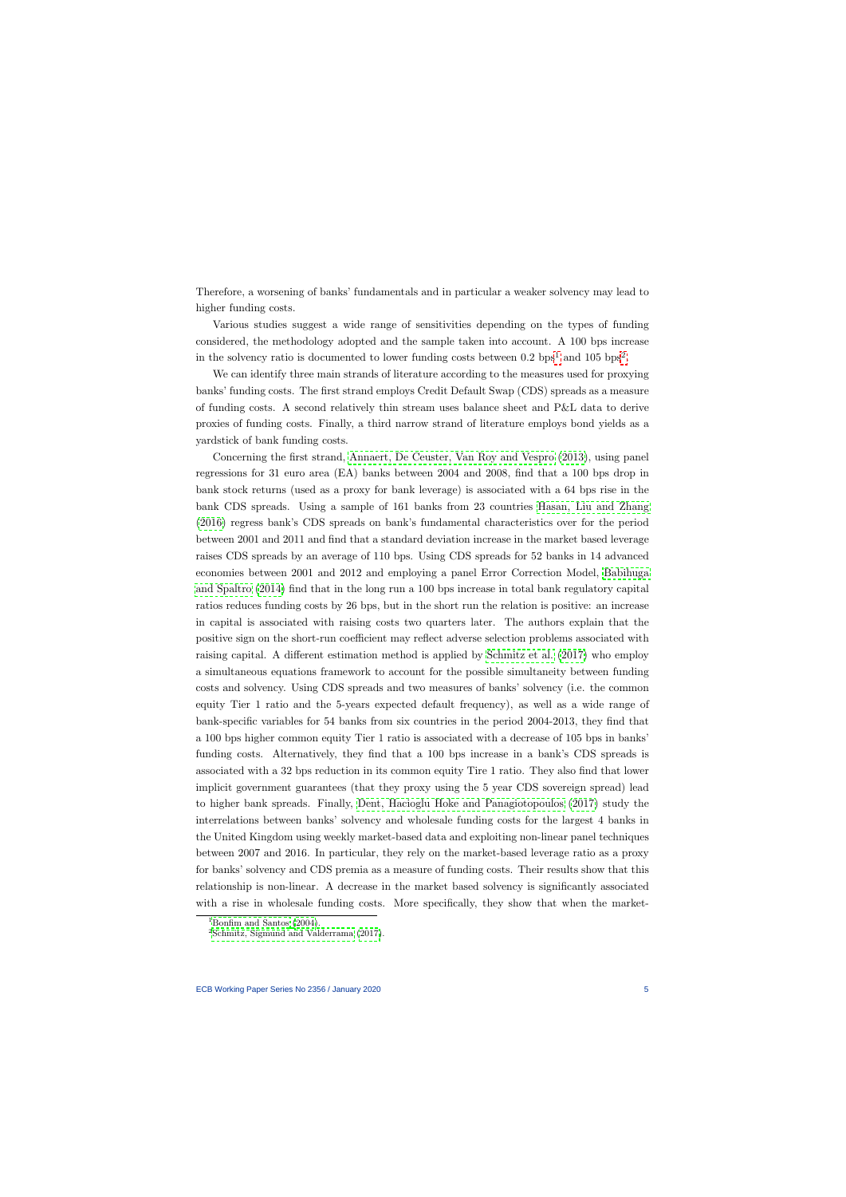Therefore, a worsening of banks' fundamentals and in particular a weaker solvency may lead to higher funding costs.

Various studies suggest a wide range of sensitivities depending on the types of funding considered, the methodology adopted and the sample taken into account. A 100 bps increase in the solvency ratio is documented to lower funding costs between 0.2 bps[1] and 105 bps[2].

We can identify three main strands of literature according to the measures used for proxying banks' funding costs. The first strand employs Credit Default Swap (CDS) spreads as a measure of funding costs. A second relatively thin stream uses balance sheet and P&L data to derive proxies of funding costs. Finally, a third narrow strand of literature employs bond yields as a yardstick of bank funding costs.

Concerning the first strand, Annaert, De Ceuster, Van Roy and Vespro (2013), using panel regressions for 31 euro area (EA) banks between 2004 and 2008, find that a 100 bps drop in bank stock returns (used as a proxy for bank leverage) is associated with a 64 bps rise in the bank CDS spreads. Using a sample of 161 banks from 23 countries Hasan, Liu and Zhang (2016) regress bank's CDS spreads on bank's fundamental characteristics over for the period between 2001 and 2011 and find that a standard deviation increase in the market based leverage raises CDS spreads by an average of 110 bps. Using CDS spreads for 52 banks in 14 advanced economies between 2001 and 2012 and employing a panel Error Correction Model, Babihuga and Spaltro (2014) find that in the long run a 100 bps increase in total bank regulatory capital ratios reduces funding costs by 26 bps, but in the short run the relation is positive: an increase in capital is associated with raising costs two quarters later. The authors explain that the positive sign on the short-run coefficient may reflect adverse selection problems associated with raising capital. A different estimation method is applied by Schmitz et al. (2017) who employ a simultaneous equations framework to account for the possible simultaneity between funding costs and solvency. Using CDS spreads and two measures of banks' solvency (i.e. the common equity Tier 1 ratio and the 5-years expected default frequency), as well as a wide range of bank-specific variables for 54 banks from six countries in the period 2004-2013, they find that a 100 bps higher common equity Tier 1 ratio is associated with a decrease of 105 bps in banks' funding costs. Alternatively, they find that a 100 bps increase in a bank's CDS spreads is associated with a 32 bps reduction in its common equity Tire 1 ratio. They also find that lower implicit government guarantees (that they proxy using the 5 year CDS sovereign spread) lead to higher bank spreads. Finally, Dent, Hacioglu Hoke and Panagiotopoulos (2017) study the interrelations between banks' solvency and wholesale funding costs for the largest 4 banks in the United Kingdom using weekly market-based data and exploiting non-linear panel techniques between 2007 and 2016. In particular, they rely on the market-based leverage ratio as a proxy for banks' solvency and CDS premia as a measure of funding costs. Their results show that this relationship is non-linear. A decrease in the market based solvency is significantly associated with a rise in wholesale funding costs. More specifically, they show that when the market-

[1] Bonfim and Santos (2004).

[2] Schmitz, Sigmund and Valderrama (2017).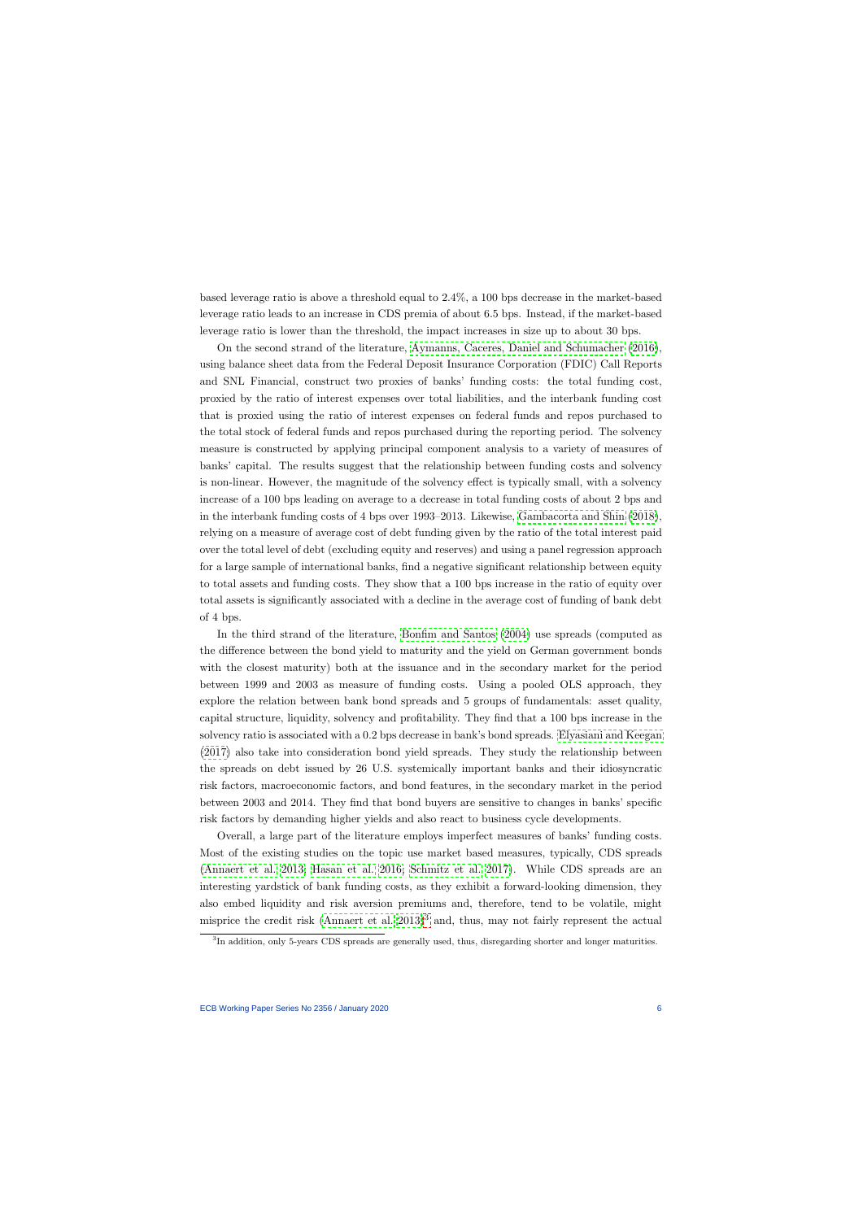based leverage ratio is above a threshold equal to 2.4%, a 100 bps decrease in the market-based leverage ratio leads to an increase in CDS premia of about 6.5 bps. Instead, if the market-based leverage ratio is lower than the threshold, the impact increases in size up to about 30 bps.

On the second strand of the literature, Aymanns, Caceres, Daniel and Schumacher (2016), using balance sheet data from the Federal Deposit Insurance Corporation (FDIC) Call Reports and SNL Financial, construct two proxies of banks' funding costs: the total funding cost, proxied by the ratio of interest expenses over total liabilities, and the interbank funding cost that is proxied using the ratio of interest expenses on federal funds and repos purchased to the total stock of federal funds and repos purchased during the reporting period. The solvency measure is constructed by applying principal component analysis to a variety of measures of banks' capital. The results suggest that the relationship between funding costs and solvency is non-linear. However, the magnitude of the solvency effect is typically small, with a solvency increase of a 100 bps leading on average to a decrease in total funding costs of about 2 bps and in the interbank funding costs of 4 bps over 1993–2013. Likewise, Gambacorta and Shin (2018), relying on a measure of average cost of debt funding given by the ratio of the total interest paid over the total level of debt (excluding equity and reserves) and using a panel regression approach for a large sample of international banks, find a negative significant relationship between equity to total assets and funding costs. They show that a 100 bps increase in the ratio of equity over total assets is significantly associated with a decline in the average cost of funding of bank debt of 4 bps.

In the third strand of the literature, Bonfim and Santos (2004) use spreads (computed as the difference between the bond yield to maturity and the yield on German government bonds with the closest maturity) both at the issuance and in the secondary market for the period between 1999 and 2003 as measure of funding costs. Using a pooled OLS approach, they explore the relation between bank bond spreads and 5 groups of fundamentals: asset quality, capital structure, liquidity, solvency and profitability. They find that a 100 bps increase in the solvency ratio is associated with a 0.2 bps decrease in bank's bond spreads. Elyasiani and Keegan (2017) also take into consideration bond yield spreads. They study the relationship between the spreads on debt issued by 26 U.S. systemically important banks and their idiosyncratic risk factors, macroeconomic factors, and bond features, in the secondary market in the period between 2003 and 2014. They find that bond buyers are sensitive to changes in banks' specific risk factors by demanding higher yields and also react to business cycle developments.

Overall, a large part of the literature employs imperfect measures of banks' funding costs. Most of the existing studies on the topic use market based measures, typically, CDS spreads (Annaert et al. 2013; Hasan et al. 2016; Schnitz et al. 2017). While CDS spreads are an interesting yardstick of bank funding costs, as they exhibit a forward-looking dimension, they also embed liquidity and risk aversion premiums and, therefore, tend to be volatile, might misprice the credit risk (Annaert et al. 2013)[3] and, thus, may not fairly represent the actual

[3]In addition, only 5-years CDS spreads are generally used, thus, disregarding shorter and longer maturities.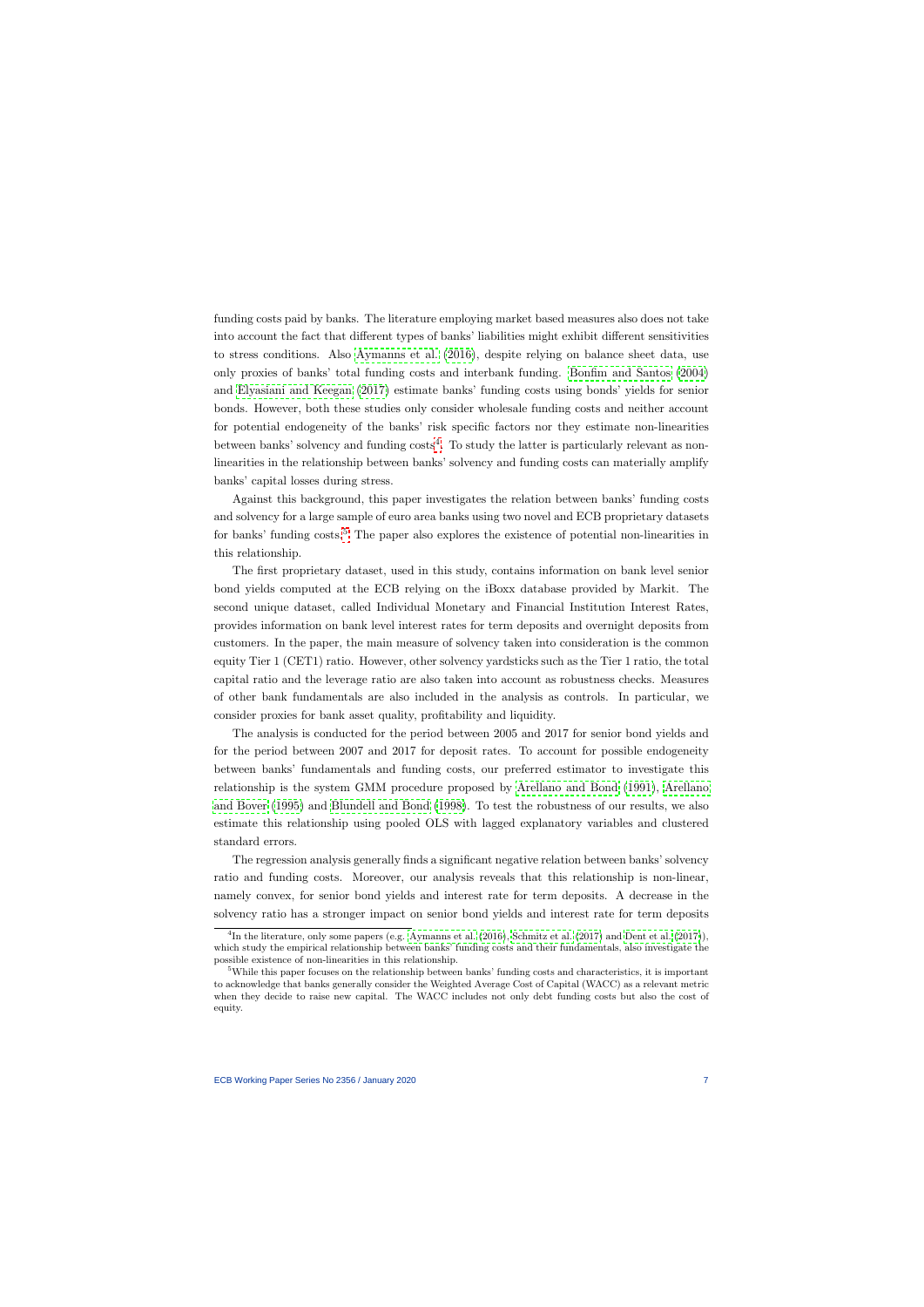funding costs paid by banks. The literature employing market based measures also does not take into account the fact that different types of banks' liabilities might exhibit different sensitivities to stress conditions. Also Aymanns et al. (2016), despite relying on balance sheet data, use only proxies of banks' total funding costs and interbank funding. Bonfim and Santos (2004) and Elyasiani and Keegan (2017) estimate banks' funding costs using bonds' yields for senior bonds. However, both these studies only consider wholesale funding costs and neither account for potential endogeneity of the banks' risk specific factors nor they estimate non-linearities between banks' solvency and funding costs[4]. To study the latter is particularly relevant as non-linearities in the relationship between banks' solvency and funding costs can materially amplify banks' capital losses during stress.

Against this background, this paper investigates the relation between banks' funding costs and solvency for a large sample of euro area banks using two novel and ECB proprietary datasets for banks' funding costs.[5] The paper also explores the existence of potential non-linearities in this relationship.

The first proprietary dataset, used in this study, contains information on bank level senior bond yields computed at the ECB relying on the iBoxx database provided by Markit. The second unique dataset, called Individual Monetary and Financial Institution Interest Rates, provides information on bank level interest rates for term deposits and overnight deposits from customers. In the paper, the main measure of solvency taken into consideration is the common equity Tier 1 (CET1) ratio. However, other solvency yardsticks such as the Tier 1 ratio, the total capital ratio and the leverage ratio are also taken into account as robustness checks. Measures of other bank fundamentals are also included in the analysis as controls. In particular, we consider proxies for bank asset quality, profitability and liquidity.

The analysis is conducted for the period between 2005 and 2017 for senior bond yields and for the period between 2007 and 2017 for deposit rates. To account for possible endogeneity between banks' fundamentals and funding costs, our preferred estimator to investigate this relationship is the system GMM procedure proposed by Arellano and Bond (1991), Arellano and Bover (1995) and Blundell and Bond (1998). To test the robustness of our results, we also estimate this relationship using pooled OLS with lagged explanatory variables and clustered standard errors.

The regression analysis generally finds a significant negative relation between banks' solvency ratio and funding costs. Moreover, our analysis reveals that this relationship is non-linear, namely convex, for senior bond yields and interest rate for term deposits. A decrease in the solvency ratio has a stronger impact on senior bond yields and interest rate for term deposits

[4] In the literature, only some papers (e.g. Aymanns et al. (2016), Schmitz et al. (2017) and Dent et al. (2017)), which study the empirical relationship between banks' funding costs and their fundamentals, also investigate the possible existence of non-linearities in this relationship.

[5] While this paper focuses on the relationship between banks' funding costs and characteristics, it is important to acknowledge that banks generally consider the Weighted Average Cost of Capital (WACC) as a relevant metric when they decide to raise new capital. The WACC includes not only debt funding costs but also the cost of equity.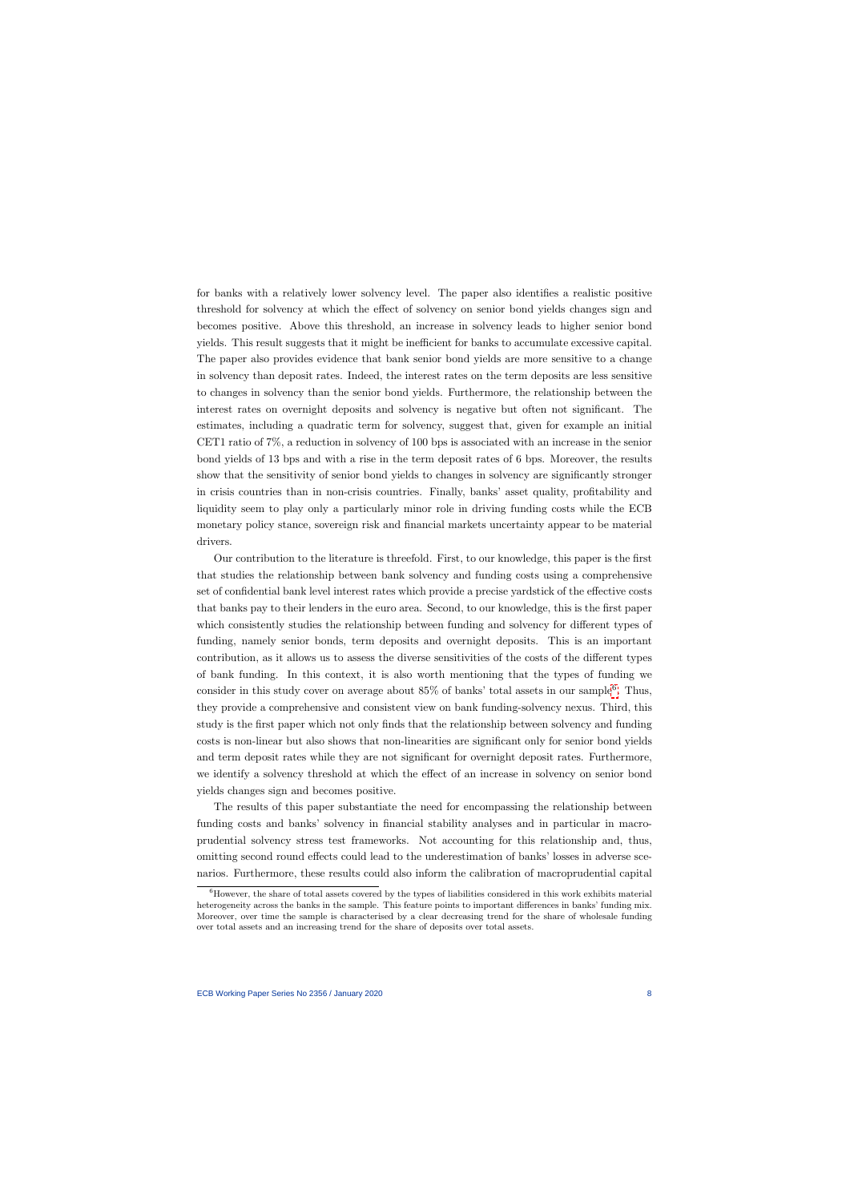for banks with a relatively lower solvency level. The paper also identifies a realistic positive threshold for solvency at which the effect of solvency on senior bond yields changes sign and becomes positive. Above this threshold, an increase in solvency leads to higher senior bond yields. This result suggests that it might be inefficient for banks to accumulate excessive capital. The paper also provides evidence that bank senior bond yields are more sensitive to a change in solvency than deposit rates. Indeed, the interest rates on the term deposits are less sensitive to changes in solvency than the senior bond yields. Furthermore, the relationship between the interest rates on overnight deposits and solvency is negative but often not significant. The estimates, including a quadratic term for solvency, suggest that, given for example an initial CET1 ratio of 7%, a reduction in solvency of 100 bps is associated with an increase in the senior bond yields of 13 bps and with a rise in the term deposit rates of 6 bps. Moreover, the results show that the sensitivity of senior bond yields to changes in solvency are significantly stronger in crisis countries than in non-crisis countries. Finally, banks' asset quality, profitability and liquidity seem to play only a particularly minor role in driving funding costs while the ECB monetary policy stance, sovereign risk and financial markets uncertainty appear to be material drivers.

Our contribution to the literature is threefold. First, to our knowledge, this paper is the first that studies the relationship between bank solvency and funding costs using a comprehensive set of confidential bank level interest rates which provide a precise yardstick of the effective costs that banks pay to their lenders in the euro area. Second, to our knowledge, this is the first paper which consistently studies the relationship between funding and solvency for different types of funding, namely senior bonds, term deposits and overnight deposits. This is an important contribution, as it allows us to assess the diverse sensitivities of the costs of the different types of bank funding. In this context, it is also worth mentioning that the types of funding we consider in this study cover on average about 85% of banks' total assets in our sample[6]. Thus, they provide a comprehensive and consistent view on bank funding-solvency nexus. Third, this study is the first paper which not only finds that the relationship between solvency and funding costs is non-linear but also shows that non-linearities are significant only for senior bond yields and term deposit rates while they are not significant for overnight deposit rates. Furthermore, we identify a solvency threshold at which the effect of an increase in solvency on senior bond yields changes sign and becomes positive.

The results of this paper substantiate the need for encompassing the relationship between funding costs and banks' solvency in financial stability analyses and in particular in macro-prudential solvency stress test frameworks. Not accounting for this relationship and, thus, omitting second round effects could lead to the underestimation of banks' losses in adverse scenarios. Furthermore, these results could also inform the calibration of macroprudential capital

[6] However, the share of total assets covered by the types of liabilities considered in this work exhibits material heterogeneity across the banks in the sample. This feature points to important differences in banks' funding mix. Moreover, over time the sample is characterised by a clear decreasing trend for the share of wholesale funding over total assets and an increasing trend for the share of deposits over total assets.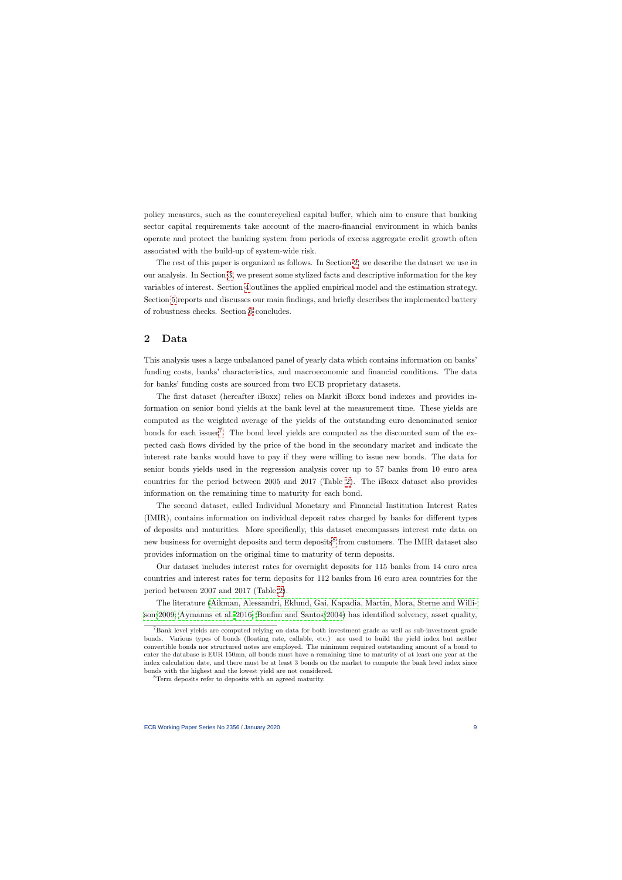policy measures, such as the countercyclical capital buffer, which aim to ensure that banking sector capital requirements take account of the macro-financial environment in which banks operate and protect the banking system from periods of excess aggregate credit growth often associated with the build-up of system-wide risk.

The rest of this paper is organized as follows. In Section 2, we describe the dataset we use in our analysis. In Section 3, we present some stylized facts and descriptive information for the key variables of interest. Section 4 outlines the applied empirical model and the estimation strategy. Section 5 reports and discusses our main findings, and briefly describes the implemented battery of robustness checks. Section 6 concludes.

## 2 Data

This analysis uses a large unbalanced panel of yearly data which contains information on banks' funding costs, banks' characteristics, and macroeconomic and financial conditions. The data for banks' funding costs are sourced from two ECB proprietary datasets.

The first dataset (hereafter iBoxx) relies on Markit iBoxx bond indexes and provides information on senior bond yields at the bank level at the measurement time. These yields are computed as the weighted average of the yields of the outstanding euro denominated senior bonds for each issuer[7]. The bond level yields are computed as the discounted sum of the expected cash flows divided by the price of the bond in the secondary market and indicate the interest rate banks would have to pay if they were willing to issue new bonds. The data for senior bonds yields used in the regression analysis cover up to 57 banks from 10 euro area countries for the period between 2005 and 2017 (Table 2). The iBoxx dataset also provides information on the remaining time to maturity for each bond.

The second dataset, called Individual Monetary and Financial Institution Interest Rates (IMIR), contains information on individual deposit rates charged by banks for different types of deposits and maturities. More specifically, this dataset encompasses interest rate data on new business for overnight deposits and term deposits[8] from customers. The IMIR dataset also provides information on the original time to maturity of term deposits.

Our dataset includes interest rates for overnight deposits for 115 banks from 14 euro area countries and interest rates for term deposits for 112 banks from 16 euro area countries for the period between 2007 and 2017 (Table 2).

The literature (Aikman, Alessandri, Eklund, Gai, Kapadia, Martin, Mora, Sterne and Willison 2009; Aymanns et al. 2016; Bonfim and Santos 2004) has identified solvency, asset quality,

[7] Bank level yields are computed relying on data for both investment grade as well as sub-investment grade bonds. Various types of bonds (floating rate, callable, etc.) are used to build the yield index but neither convertible bonds nor structured notes are employed. The minimum required outstanding amount of a bond to enter the database is EUR 150mn, all bonds must have a remaining time to maturity of at least one year at the index calculation date, and there must be at least 3 bonds on the market to compute the bank level index since bonds with the highest and the lowest yield are not considered.

[8] Term deposits refer to deposits with an agreed maturity.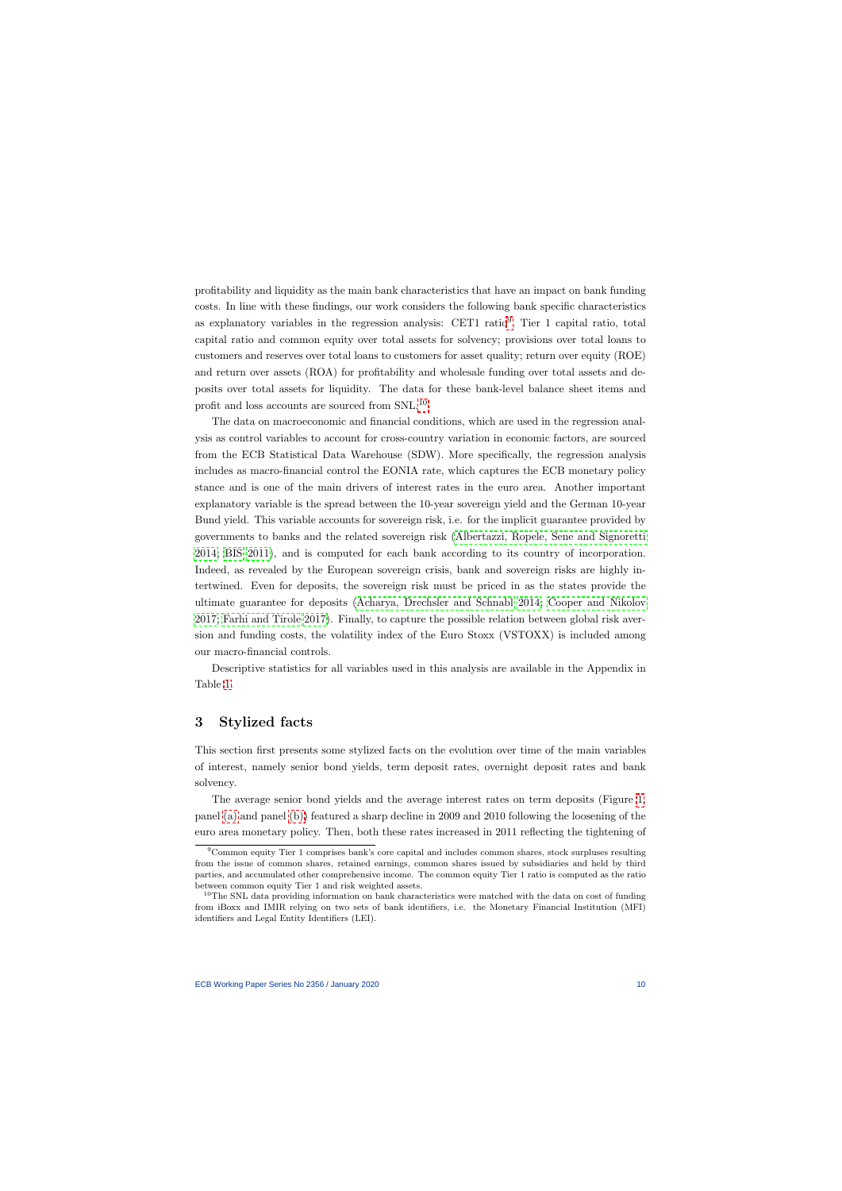profitability and liquidity as the main bank characteristics that have an impact on bank funding costs. In line with these findings, our work considers the following bank specific characteristics as explanatory variables in the regression analysis: CET1 ratio[9], Tier 1 capital ratio, total capital ratio and common equity over total assets for solvency; provisions over total loans to customers and reserves over total loans to customers for asset quality; return over equity (ROE) and return over assets (ROA) for profitability and wholesale funding over total assets and deposits over total assets for liquidity. The data for these bank-level balance sheet items and profit and loss accounts are sourced from SNL.[10]

The data on macroeconomic and financial conditions, which are used in the regression analysis as control variables to account for cross-country variation in economic factors, are sourced from the ECB Statistical Data Warehouse (SDW). More specifically, the regression analysis includes as macro-financial control the EONIA rate, which captures the ECB monetary policy stance and is one of the main drivers of interest rates in the euro area. Another important explanatory variable is the spread between the 10-year sovereign yield and the German 10-year Bund yield. This variable accounts for sovereign risk, i.e. for the implicit guarantee provided by governments to banks and the related sovereign risk (Albertazzi, Ropele, Sene and Signoretti 2014; BIS 2011), and is computed for each bank according to its country of incorporation. Indeed, as revealed by the European sovereign crisis, bank and sovereign risks are highly intertwined. Even for deposits, the sovereign risk must be priced in as the states provide the ultimate guarantee for deposits (Acharya, Drechsler and Schnabl 2014; Cooper and Nikolov 2017; Farhi and Tirole 2017). Finally, to capture the possible relation between global risk aversion and funding costs, the volatility index of the Euro Stoxx (VSTOXX) is included among our macro-financial controls.

Descriptive statistics for all variables used in this analysis are available in the Appendix in Table 1.

## 3 Stylized facts

This section first presents some stylized facts on the evolution over time of the main variables of interest, namely senior bond yields, term deposit rates, overnight deposit rates and bank solvency.

The average senior bond yields and the average interest rates on term deposits (Figure 1, panel (a) and panel (b)) featured a sharp decline in 2009 and 2010 following the loosening of the euro area monetary policy. Then, both these rates increased in 2011 reflecting the tightening of

[9]Common equity Tier 1 comprises bank's core capital and includes common shares, stock surpluses resulting from the issue of common shares, retained earnings, common shares issued by subsidiaries and held by third parties, and accumulated other comprehensive income. The common equity Tier 1 ratio is computed as the ratio between common equity Tier 1 and risk weighted assets.

[10]The SNL data providing information on bank characteristics were matched with the data on cost of funding from iBoxx and IMIR relying on two sets of bank identifiers, i.e. the Monetary Financial Institution (MFI) identifiers and Legal Entity Identifiers (LEI).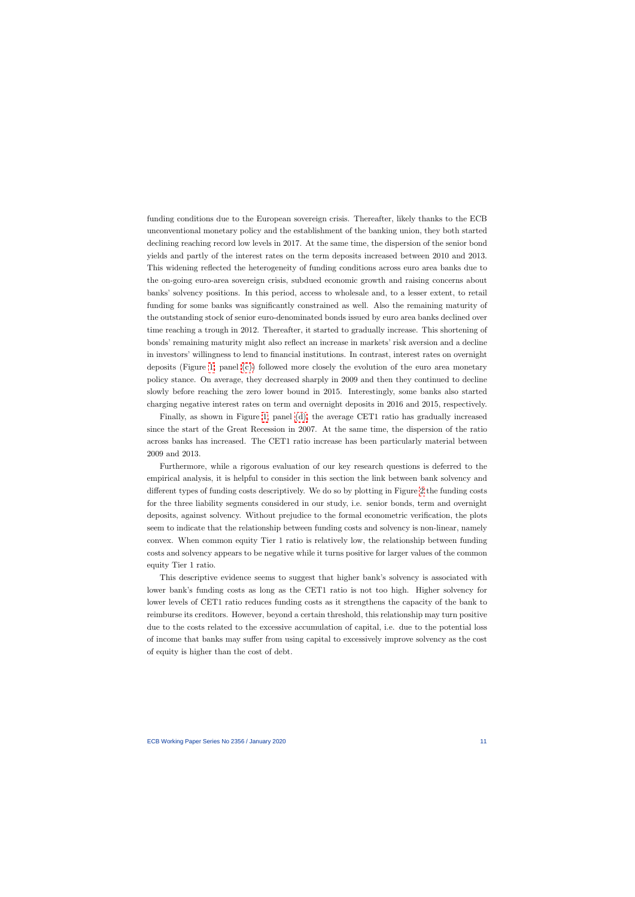funding conditions due to the European sovereign crisis. Thereafter, likely thanks to the ECB unconventional monetary policy and the establishment of the banking union, they both started declining reaching record low levels in 2017. At the same time, the dispersion of the senior bond yields and partly of the interest rates on the term deposits increased between 2010 and 2013. This widening reflected the heterogeneity of funding conditions across euro area banks due to the on-going euro-area sovereign crisis, subdued economic growth and raising concerns about banks' solvency positions. In this period, access to wholesale and, to a lesser extent, to retail funding for some banks was significantly constrained as well. Also the remaining maturity of the outstanding stock of senior euro-denominated bonds issued by euro area banks declined over time reaching a trough in 2012. Thereafter, it started to gradually increase. This shortening of bonds' remaining maturity might also reflect an increase in markets' risk aversion and a decline in investors' willingness to lend to financial institutions. In contrast, interest rates on overnight deposits (Figure 1, panel (c)) followed more closely the evolution of the euro area monetary policy stance. On average, they decreased sharply in 2009 and then they continued to decline slowly before reaching the zero lower bound in 2015. Interestingly, some banks also started charging negative interest rates on term and overnight deposits in 2016 and 2015, respectively.

Finally, as shown in Figure 1, panel (d), the average CET1 ratio has gradually increased since the start of the Great Recession in 2007. At the same time, the dispersion of the ratio across banks has increased. The CET1 ratio increase has been particularly material between 2009 and 2013.

Furthermore, while a rigorous evaluation of our key research questions is deferred to the empirical analysis, it is helpful to consider in this section the link between bank solvency and different types of funding costs descriptively. We do so by plotting in Figure 2 the funding costs for the three liability segments considered in our study, i.e. senior bonds, term and overnight deposits, against solvency. Without prejudice to the formal econometric verification, the plots seem to indicate that the relationship between funding costs and solvency is non-linear, namely convex. When common equity Tier 1 ratio is relatively low, the relationship between funding costs and solvency appears to be negative while it turns positive for larger values of the common equity Tier 1 ratio.

This descriptive evidence seems to suggest that higher bank's solvency is associated with lower bank's funding costs as long as the CET1 ratio is not too high. Higher solvency for lower levels of CET1 ratio reduces funding costs as it strengthens the capacity of the bank to reimburse its creditors. However, beyond a certain threshold, this relationship may turn positive due to the costs related to the excessive accumulation of capital, i.e. due to the potential loss of income that banks may suffer from using capital to excessively improve solvency as the cost of equity is higher than the cost of debt.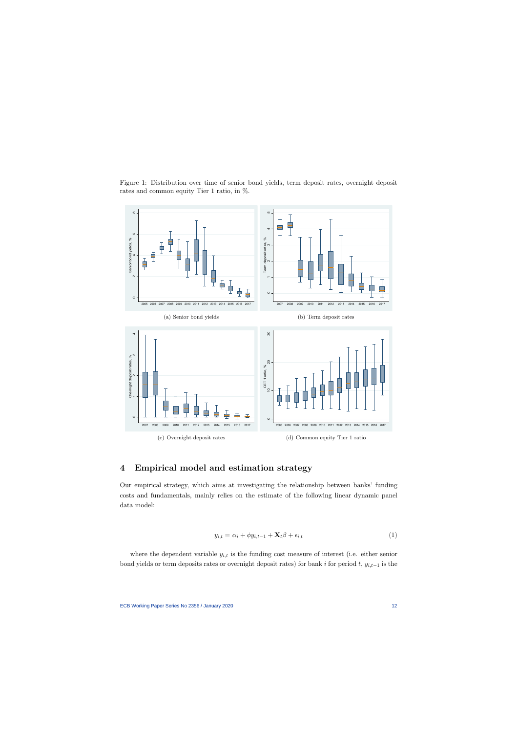Figure 1: Distribution over time of senior bond yields, term deposit rates, overnight deposit rates and common equity Tier 1 ratio, in %.

(a) Senior bond yields

(b) Term deposit rates

(c) Overnight deposit rates

(d) Common equity Tier 1 ratio

## 4 Empirical model and estimation strategy

Our empirical strategy, which aims at investigating the relationship between banks' funding costs and fundamentals, mainly relies on the estimate of the following linear dynamic panel data model:

$$y_{i,t} = \alpha_i + \phi y_{i,t-1} + \mathbf{X}_t \beta + \epsilon_{i,t} \tag{1}$$

where the dependent variable $y_{i,t}$ is the funding cost measure of interest (i.e. either senior bond yields or term deposits rates or overnight deposit rates) for bank $i$ for period $t$, $y_{i,t-1}$ is the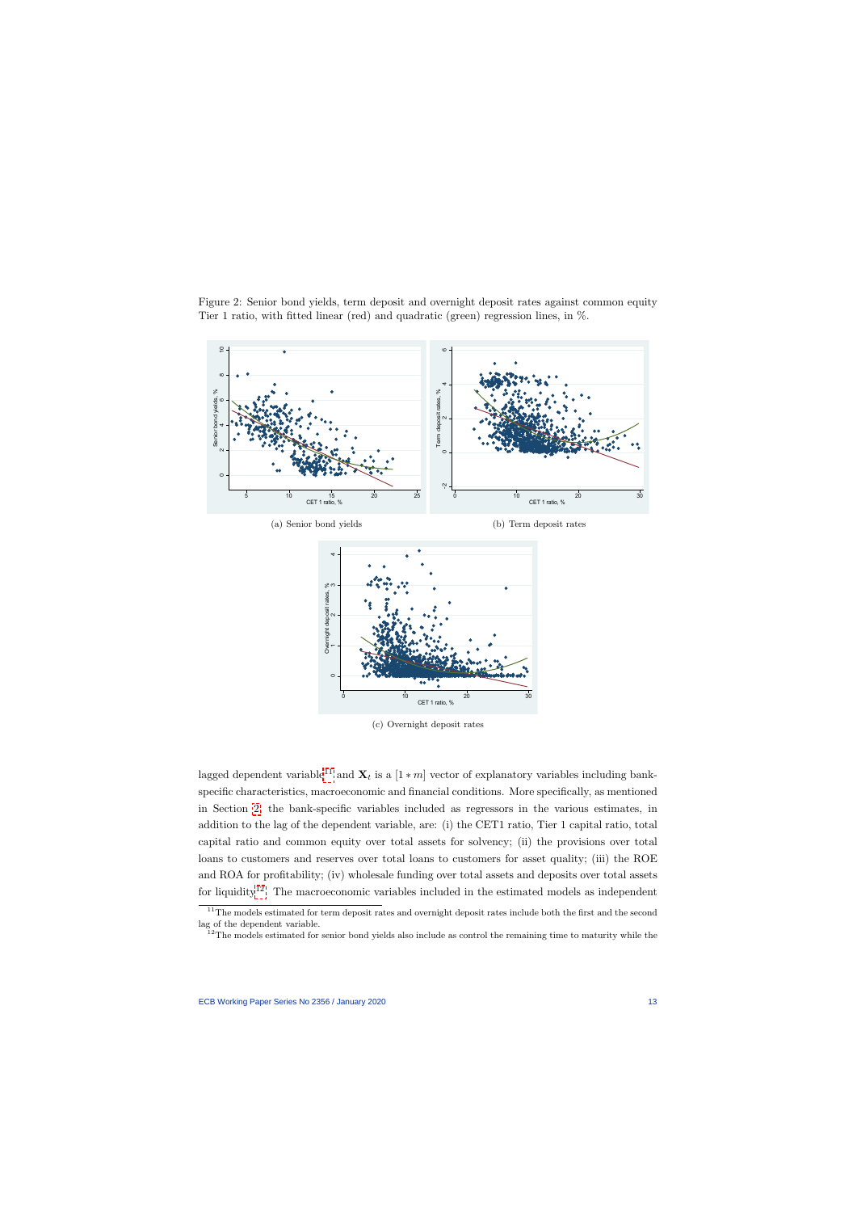Figure 2: Senior bond yields, term deposit and overnight deposit rates against common equity Tier 1 ratio, with fitted linear (red) and quadratic (green) regression lines, in %.

(a) Senior bond yields

(b) Term deposit rates

(c) Overnight deposit rates

lagged dependent variable[11] and $\mathbf{X}_t$ is a $[1 * m]$ vector of explanatory variables including bank-specific characteristics, macroeconomic and financial conditions. More specifically, as mentioned in Section 2, the bank-specific variables included as regressors in the various estimates, in addition to the lag of the dependent variable, are: (i) the CET1 ratio, Tier 1 capital ratio, total capital ratio and common equity over total assets for solvency; (ii) the provisions over total loans to customers and reserves over total loans to customers for asset quality; (iii) the ROE and ROA for profitability; (iv) wholesale funding over total assets and deposits over total assets for liquidity[12]. The macroeconomic variables included in the estimated models as independent

[11] The models estimated for term deposit rates and overnight deposit rates include both the first and the second lag of the dependent variable.

[12] The models estimated for senior bond yields also include as control the remaining time to maturity while the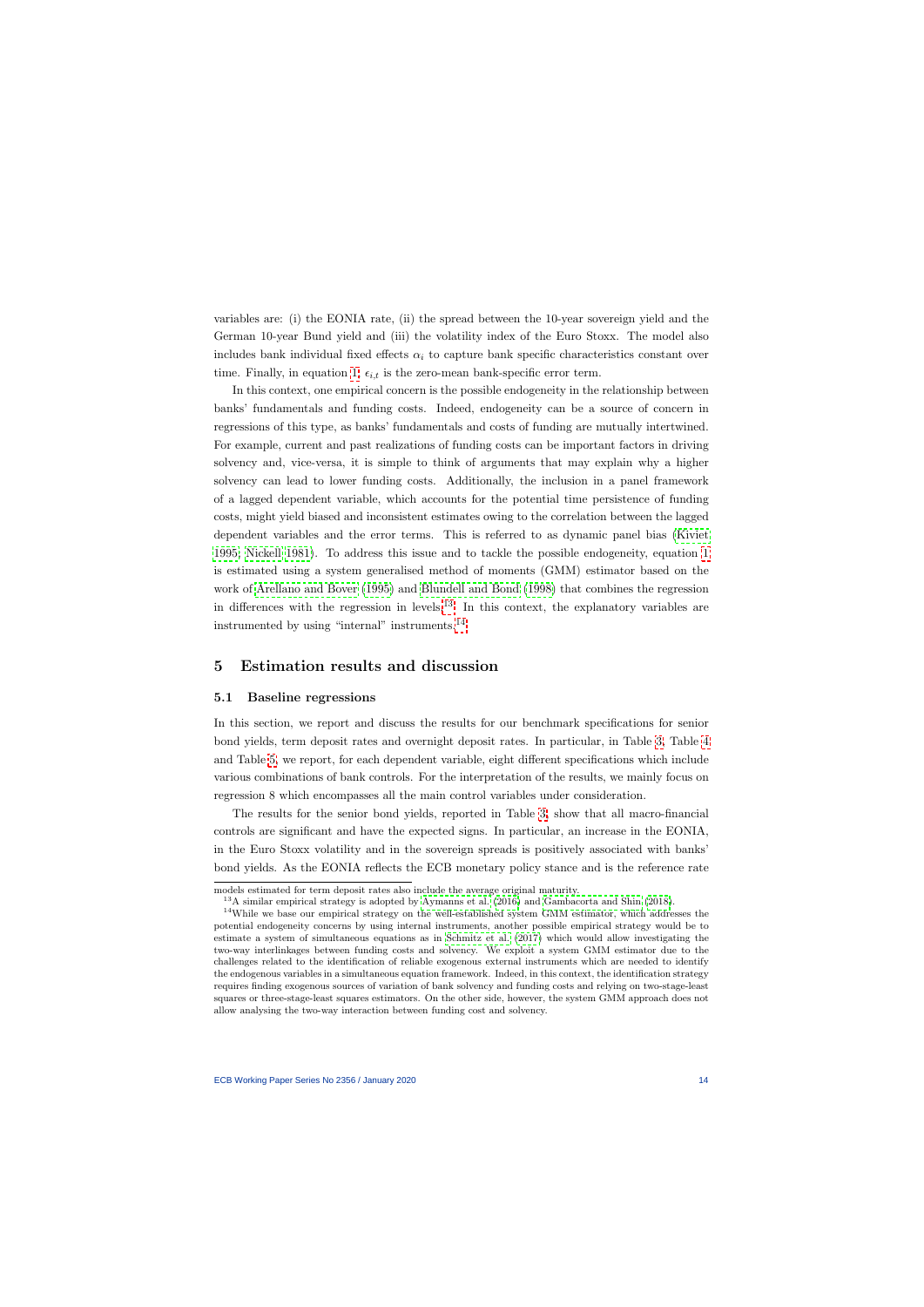variables are: (i) the EONIA rate, (ii) the spread between the 10-year sovereign yield and the German 10-year Bund yield and (iii) the volatility index of the Euro Stoxx. The model also includes bank individual fixed effects $\alpha_i$ to capture bank specific characteristics constant over time. Finally, in equation 1, $\epsilon_{i,t}$ is the zero-mean bank-specific error term.

In this context, one empirical concern is the possible endogeneity in the relationship between banks' fundamentals and funding costs. Indeed, endogeneity can be a source of concern in regressions of this type, as banks' fundamentals and costs of funding are mutually intertwined. For example, current and past realizations of funding costs can be important factors in driving solvency and, vice-versa, it is simple to think of arguments that may explain why a higher solvency can lead to lower funding costs. Additionally, the inclusion in a panel framework of a lagged dependent variable, which accounts for the potential time persistence of funding costs, might yield biased and inconsistent estimates owing to the correlation between the lagged dependent variables and the error terms. This is referred to as dynamic panel bias (Kiviet 1995; Nickell 1981). To address this issue and to tackle the possible endogeneity, equation 1 is estimated using a system generalised method of moments (GMM) estimator based on the work of Arellano and Bover (1995) and Blundell and Bond (1998) that combines the regression in differences with the regression in levels.[13] In this context, the explanatory variables are instrumented by using "internal" instruments.[14]

## 5 Estimation results and discussion

### 5.1 Baseline regressions

In this section, we report and discuss the results for our benchmark specifications for senior bond yields, term deposit rates and overnight deposit rates. In particular, in Table 3, Table 4 and Table 5, we report, for each dependent variable, eight different specifications which include various combinations of bank controls. For the interpretation of the results, we mainly focus on regression 8 which encompasses all the main control variables under consideration.

The results for the senior bond yields, reported in Table 3, show that all macro-financial controls are significant and have the expected signs. In particular, an increase in the EONIA, in the Euro Stoxx volatility and in the sovereign spreads is positively associated with banks' bond yields. As the EONIA reflects the ECB monetary policy stance and is the reference rate

---

models estimated for term deposit rates also include the average original maturity.

[13] A similar empirical strategy is adopted by Aymanns et al. (2016) and Gambacorta and Shin (2018).

[14] While we base our empirical strategy on the well-established system GMM estimator, which addresses the potential endogeneity concerns by using internal instruments, another possible empirical strategy would be to estimate a system of simultaneous equations as in Schmitz et al. (2017) which would allow investigating the two-way interlinkages between funding costs and solvency. We exploit a system GMM estimator due to the challenges related to the identification of reliable exogenous external instruments which are needed to identify the endogenous variables in a simultaneous equation framework. Indeed, in this context, the identification strategy requires finding exogenous sources of variation of bank solvency and funding costs and relying on two-stage-least squares or three-stage-least squares estimators. On the other side, however, the system GMM approach does not allow analysing the two-way interaction between funding cost and solvency.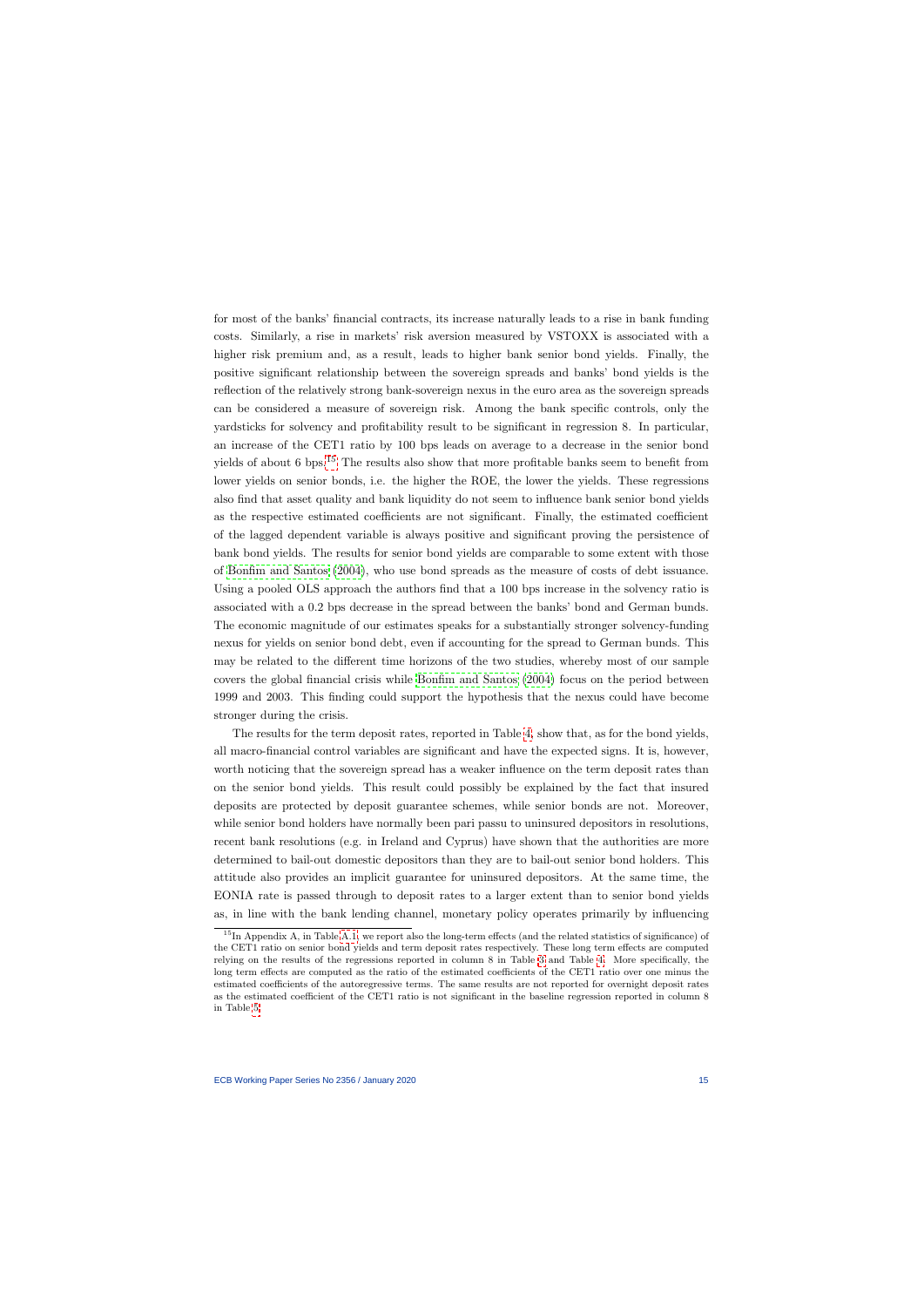for most of the banks' financial contracts, its increase naturally leads to a rise in bank funding costs. Similarly, a rise in markets' risk aversion measured by VSTOXX is associated with a higher risk premium and, as a result, leads to higher bank senior bond yields. Finally, the positive significant relationship between the sovereign spreads and banks' bond yields is the reflection of the relatively strong bank-sovereign nexus in the euro area as the sovereign spreads can be considered a measure of sovereign risk. Among the bank specific controls, only the yardsticks for solvency and profitability result to be significant in regression 8. In particular, an increase of the CET1 ratio by 100 bps leads on average to a decrease in the senior bond yields of about 6 bps.[15] The results also show that more profitable banks seem to benefit from lower yields on senior bonds, i.e. the higher the ROE, the lower the yields. These regressions also find that asset quality and bank liquidity do not seem to influence bank senior bond yields as the respective estimated coefficients are not significant. Finally, the estimated coefficient of the lagged dependent variable is always positive and significant proving the persistence of bank bond yields. The results for senior bond yields are comparable to some extent with those of Bonfim and Santos (2004), who use bond spreads as the measure of costs of debt issuance. Using a pooled OLS approach the authors find that a 100 bps increase in the solvency ratio is associated with a 0.2 bps decrease in the spread between the banks' bond and German bunds. The economic magnitude of our estimates speaks for a substantially stronger solvency-funding nexus for yields on senior bond debt, even if accounting for the spread to German bunds. This may be related to the different time horizons of the two studies, whereby most of our sample covers the global financial crisis while Bonfim and Santos (2004) focus on the period between 1999 and 2003. This finding could support the hypothesis that the nexus could have become stronger during the crisis.

The results for the term deposit rates, reported in Table 4, show that, as for the bond yields, all macro-financial control variables are significant and have the expected signs. It is, however, worth noticing that the sovereign spread has a weaker influence on the term deposit rates than on the senior bond yields. This result could possibly be explained by the fact that insured deposits are protected by deposit guarantee schemes, while senior bonds are not. Moreover, while senior bond holders have normally been pari passu to uninsured depositors in resolutions, recent bank resolutions (e.g. in Ireland and Cyprus) have shown that the authorities are more determined to bail-out domestic depositors than they are to bail-out senior bond holders. This attitude also provides an implicit guarantee for uninsured depositors. At the same time, the EONIA rate is passed through to deposit rates to a larger extent than to senior bond yields as, in line with the bank lending channel, monetary policy operates primarily by influencing

[15] In Appendix A, in Table A.1 we report also the long-term effects (and the related statistics of significance) of the CET1 ratio on senior bond yields and term deposit rates respectively. These long term effects are computed relying on the results of the regressions reported in column 8 in Table 3 and Table 4. More specifically, the long term effects are computed as the ratio of the estimated coefficients of the CET1 ratio over one minus the estimated coefficients of the autoregressive terms. The same results are not reported for overnight deposit rates as the estimated coefficient of the CET1 ratio is not significant in the baseline regression reported in column 8 in Table 5.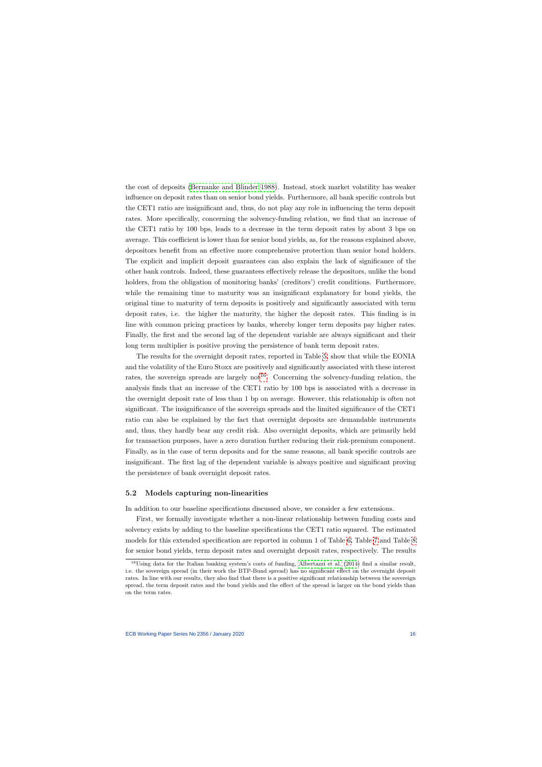the cost of deposits (Bernanke and Blinder 1988). Instead, stock market volatility has weaker influence on deposit rates than on senior bond yields. Furthermore, all bank specific controls but the CET1 ratio are insignificant and, thus, do not play any role in influencing the term deposit rates. More specifically, concerning the solvency-funding relation, we find that an increase of the CET1 ratio by 100 bps, leads to a decrease in the term deposit rates by about 3 bps on average. This coefficient is lower than for senior bond yields, as, for the reasons explained above, depositors benefit from an effective more comprehensive protection than senior bond holders. The explicit and implicit deposit guarantees can also explain the lack of significance of the other bank controls. Indeed, these guarantees effectively release the depositors, unlike the bond holders, from the obligation of monitoring banks' (creditors') credit conditions. Furthermore, while the remaining time to maturity was an insignificant explanatory for bond yields, the original time to maturity of term deposits is positively and significantly associated with term deposit rates, i.e. the higher the maturity, the higher the deposit rates. This finding is in line with common pricing practices by banks, whereby longer term deposits pay higher rates. Finally, the first and the second lag of the dependent variable are always significant and their long term multiplier is positive proving the persistence of bank term deposit rates.

The results for the overnight deposit rates, reported in Table 5, show that while the EONIA and the volatility of the Euro Stoxx are positively and significantly associated with these interest rates, the sovereign spreads are largely not[16]. Concerning the solvency-funding relation, the analysis finds that an increase of the CET1 ratio by 100 bps is associated with a decrease in the overnight deposit rate of less than 1 bp on average. However, this relationship is often not significant. The insignificance of the sovereign spreads and the limited significance of the CET1 ratio can also be explained by the fact that overnight deposits are demandable instruments and, thus, they hardly bear any credit risk. Also overnight deposits, which are primarily held for transaction purposes, have a zero duration further reducing their risk-premium component. Finally, as in the case of term deposits and for the same reasons, all bank specific controls are insignificant. The first lag of the dependent variable is always positive and significant proving the persistence of bank overnight deposit rates.

### 5.2 Models capturing non-linearities

In addition to our baseline specifications discussed above, we consider a few extensions.

First, we formally investigate whether a non-linear relationship between funding costs and solvency exists by adding to the baseline specifications the CET1 ratio squared. The estimated models for this extended specification are reported in column 1 of Table 6, Table 7 and Table 8 for senior bond yields, term deposit rates and overnight deposit rates, respectively. The results

[16] Using data for the Italian banking system's costs of funding, Albertazzi et al. (2014) find a similar result, i.e. the sovereign spread (in their work the BTP-Bund spread) has no significant effect on the overnight deposit rates. In line with our results, they also find that there is a positive significant relationship between the sovereign spread, the term deposit rates and the bond yields and the effect of the spread is larger on the bond yields than on the term rates.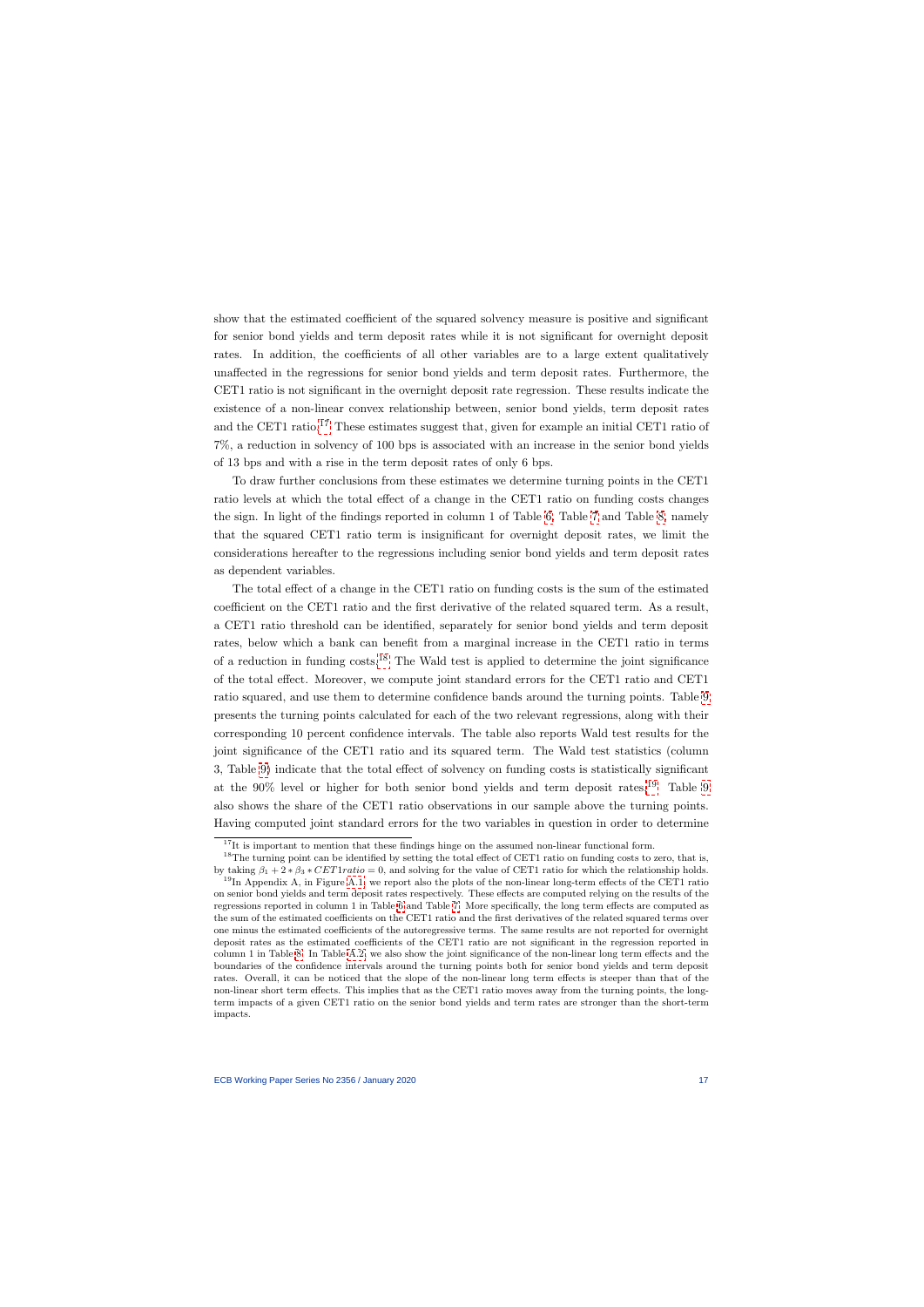show that the estimated coefficient of the squared solvency measure is positive and significant for senior bond yields and term deposit rates while it is not significant for overnight deposit rates. In addition, the coefficients of all other variables are to a large extent qualitatively unaffected in the regressions for senior bond yields and term deposit rates. Furthermore, the CET1 ratio is not significant in the overnight deposit rate regression. These results indicate the existence of a non-linear convex relationship between, senior bond yields, term deposit rates and the CET1 ratio.[17] These estimates suggest that, given for example an initial CET1 ratio of 7%, a reduction in solvency of 100 bps is associated with an increase in the senior bond yields of 13 bps and with a rise in the term deposit rates of only 6 bps.

To draw further conclusions from these estimates we determine turning points in the CET1 ratio levels at which the total effect of a change in the CET1 ratio on funding costs changes the sign. In light of the findings reported in column 1 of Table 6, Table 7 and Table 8, namely that the squared CET1 ratio term is insignificant for overnight deposit rates, we limit the considerations hereafter to the regressions including senior bond yields and term deposit rates as dependent variables.

The total effect of a change in the CET1 ratio on funding costs is the sum of the estimated coefficient on the CET1 ratio and the first derivative of the related squared term. As a result, a CET1 ratio threshold can be identified, separately for senior bond yields and term deposit rates, below which a bank can benefit from a marginal increase in the CET1 ratio in terms of a reduction in funding costs.[18] The Wald test is applied to determine the joint significance of the total effect. Moreover, we compute joint standard errors for the CET1 ratio and CET1 ratio squared, and use them to determine confidence bands around the turning points. Table 9 presents the turning points calculated for each of the two relevant regressions, along with their corresponding 10 percent confidence intervals. The table also reports Wald test results for the joint significance of the CET1 ratio and its squared term. The Wald test statistics (column 3, Table 9) indicate that the total effect of solvency on funding costs is statistically significant at the 90% level or higher for both senior bond yields and term deposit rates.[19] Table 9 also shows the share of the CET1 ratio observations in our sample above the turning points. Having computed joint standard errors for the two variables in question in order to determine

[17] It is important to mention that these findings hinge on the assumed non-linear functional form.

[18] The turning point can be identified by setting the total effect of CET1 ratio on funding costs to zero, that is, by taking $\beta_1 + 2 * \beta_3 * CET1ratio = 0$, and solving for the value of CET1 ratio for which the relationship holds.

[19] In Appendix A, in Figure A.1, we report also the plots of the non-linear long-term effects of the CET1 ratio on senior bond yields and term deposit rates respectively. These effects are computed relying on the results of the regressions reported in column 1 in Table 6 and Table 7. More specifically, the long term effects are computed as the sum of the estimated coefficients on the CET1 ratio and the first derivatives of the related squared terms over one minus the estimated coefficients of the autoregressive terms. The same results are not reported for overnight deposit rates as the estimated coefficients of the CET1 ratio are not significant in the regression reported in column 1 in Table 8. In Table A.2, we also show the joint significance of the non-linear long term effects and the boundaries of the confidence intervals around the turning points both for senior bond yields and term deposit rates. Overall, it can be noticed that the slope of the non-linear long term effects is steeper than that of the non-linear short term effects. This implies that as the CET1 ratio moves away from the turning points, the long-term impacts of a given CET1 ratio on the senior bond yields and term rates are stronger than the short-term impacts.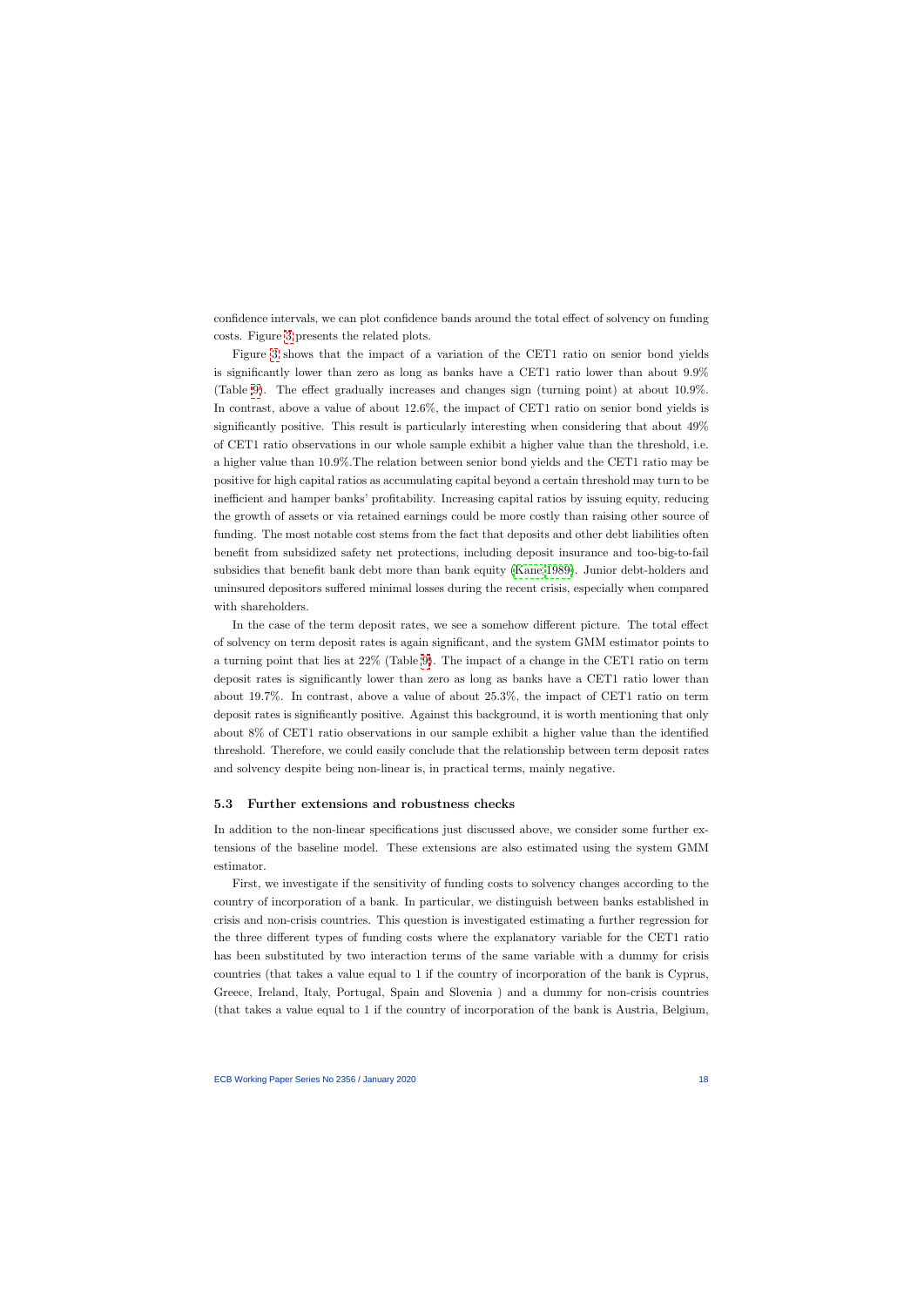confidence intervals, we can plot confidence bands around the total effect of solvency on funding costs. Figure 3 presents the related plots.

Figure 3 shows that the impact of a variation of the CET1 ratio on senior bond yields is significantly lower than zero as long as banks have a CET1 ratio lower than about 9.9% (Table 9). The effect gradually increases and changes sign (turning point) at about 10.9%. In contrast, above a value of about 12.6%, the impact of CET1 ratio on senior bond yields is significantly positive. This result is particularly interesting when considering that about 49% of CET1 ratio observations in our whole sample exhibit a higher value than the threshold, i.e. a higher value than 10.9%.The relation between senior bond yields and the CET1 ratio may be positive for high capital ratios as accumulating capital beyond a certain threshold may turn to be inefficient and hamper banks' profitability. Increasing capital ratios by issuing equity, reducing the growth of assets or via retained earnings could be more costly than raising other source of funding. The most notable cost stems from the fact that deposits and other debt liabilities often benefit from subsidized safety net protections, including deposit insurance and too-big-to-fail subsidies that benefit bank debt more than bank equity (Kane 1989). Junior debt-holders and uninsured depositors suffered minimal losses during the recent crisis, especially when compared with shareholders.

In the case of the term deposit rates, we see a somehow different picture. The total effect of solvency on term deposit rates is again significant, and the system GMM estimator points to a turning point that lies at 22% (Table 9). The impact of a change in the CET1 ratio on term deposit rates is significantly lower than zero as long as banks have a CET1 ratio lower than about 19.7%. In contrast, above a value of about 25.3%, the impact of CET1 ratio on term deposit rates is significantly positive. Against this background, it is worth mentioning that only about 8% of CET1 ratio observations in our sample exhibit a higher value than the identified threshold. Therefore, we could easily conclude that the relationship between term deposit rates and solvency despite being non-linear is, in practical terms, mainly negative.

### 5.3 Further extensions and robustness checks

In addition to the non-linear specifications just discussed above, we consider some further extensions of the baseline model. These extensions are also estimated using the system GMM estimator.

First, we investigate if the sensitivity of funding costs to solvency changes according to the country of incorporation of a bank. In particular, we distinguish between banks established in crisis and non-crisis countries. This question is investigated estimating a further regression for the three different types of funding costs where the explanatory variable for the CET1 ratio has been substituted by two interaction terms of the same variable with a dummy for crisis countries (that takes a value equal to 1 if the country of incorporation of the bank is Cyprus, Greece, Ireland, Italy, Portugal, Spain and Slovenia ) and a dummy for non-crisis countries (that takes a value equal to 1 if the country of incorporation of the bank is Austria, Belgium,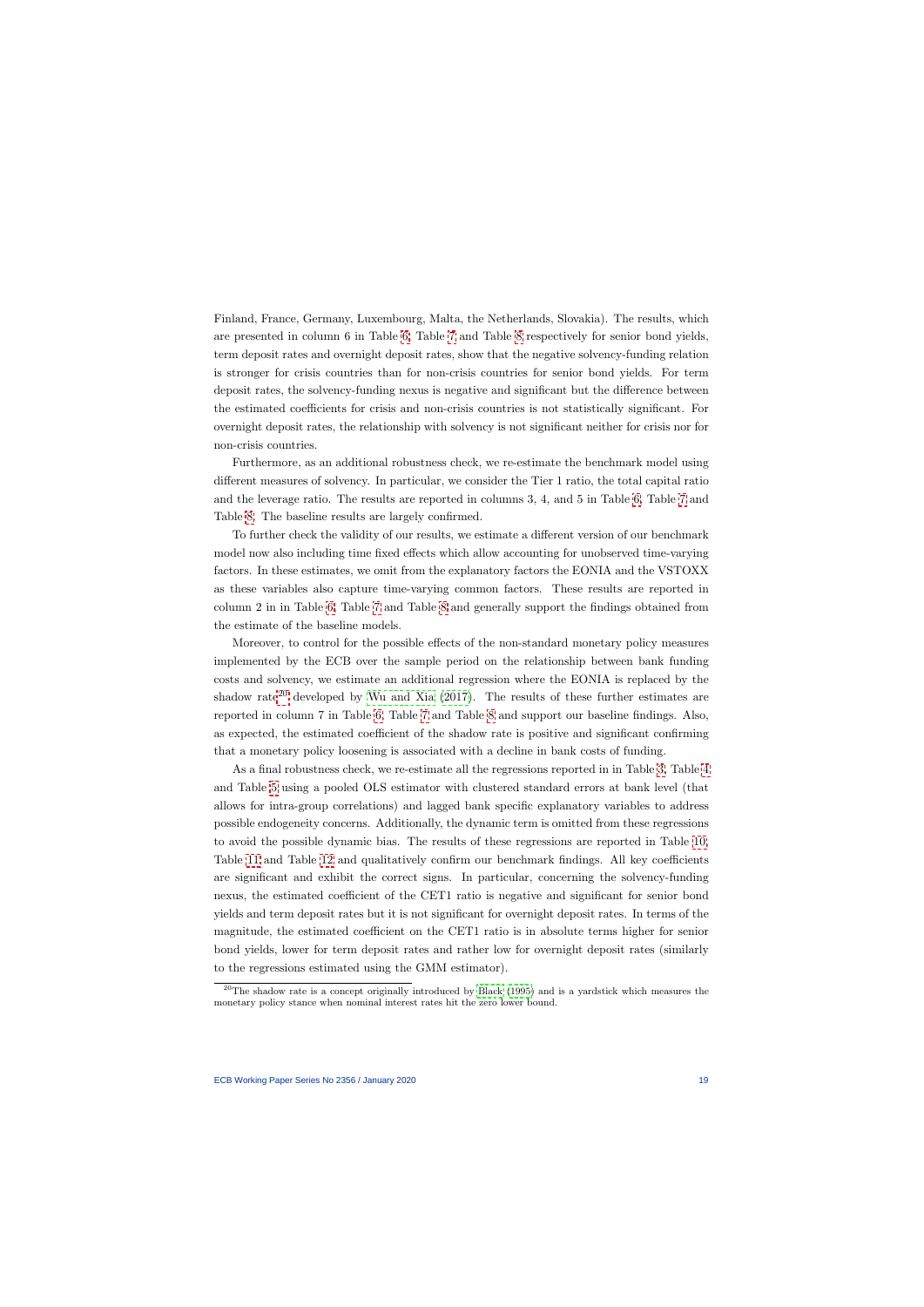Finland, France, Germany, Luxembourg, Malta, the Netherlands, Slovakia). The results, which are presented in column 6 in Table 6, Table 7 and Table 8 respectively for senior bond yields, term deposit rates and overnight deposit rates, show that the negative solvency-funding relation is stronger for crisis countries than for non-crisis countries for senior bond yields. For term deposit rates, the solvency-funding nexus is negative and significant but the difference between the estimated coefficients for crisis and non-crisis countries is not statistically significant. For overnight deposit rates, the relationship with solvency is not significant neither for crisis nor for non-crisis countries.

Furthermore, as an additional robustness check, we re-estimate the benchmark model using different measures of solvency. In particular, we consider the Tier 1 ratio, the total capital ratio and the leverage ratio. The results are reported in columns 3, 4, and 5 in Table 6, Table 7 and Table 8. The baseline results are largely confirmed.

To further check the validity of our results, we estimate a different version of our benchmark model now also including time fixed effects which allow accounting for unobserved time-varying factors. In these estimates, we omit from the explanatory factors the EONIA and the VSTOXX as these variables also capture time-varying common factors. These results are reported in column 2 in in Table 6, Table 7 and Table 8 and generally support the findings obtained from the estimate of the baseline models.

Moreover, to control for the possible effects of the non-standard monetary policy measures implemented by the ECB over the sample period on the relationship between bank funding costs and solvency, we estimate an additional regression where the EONIA is replaced by the shadow rate[20] developed by Wu and Xia (2017). The results of these further estimates are reported in column 7 in Table 6, Table 7 and Table 8 and support our baseline findings. Also, as expected, the estimated coefficient of the shadow rate is positive and significant confirming that a monetary policy loosening is associated with a decline in bank costs of funding.

As a final robustness check, we re-estimate all the regressions reported in in Table 3, Table 4 and Table 5 using a pooled OLS estimator with clustered standard errors at bank level (that allows for intra-group correlations) and lagged bank specific explanatory variables to address possible endogeneity concerns. Additionally, the dynamic term is omitted from these regressions to avoid the possible dynamic bias. The results of these regressions are reported in Table 10, Table 11 and Table 12 and qualitatively confirm our benchmark findings. All key coefficients are significant and exhibit the correct signs. In particular, concerning the solvency-funding nexus, the estimated coefficient of the CET1 ratio is negative and significant for senior bond yields and term deposit rates but it is not significant for overnight deposit rates. In terms of the magnitude, the estimated coefficient on the CET1 ratio is in absolute terms higher for senior bond yields, lower for term deposit rates and rather low for overnight deposit rates (similarly to the regressions estimated using the GMM estimator).

[20]The shadow rate is a concept originally introduced by Black (1995) and is a yardstick which measures the monetary policy stance when nominal interest rates hit the zero lower bound.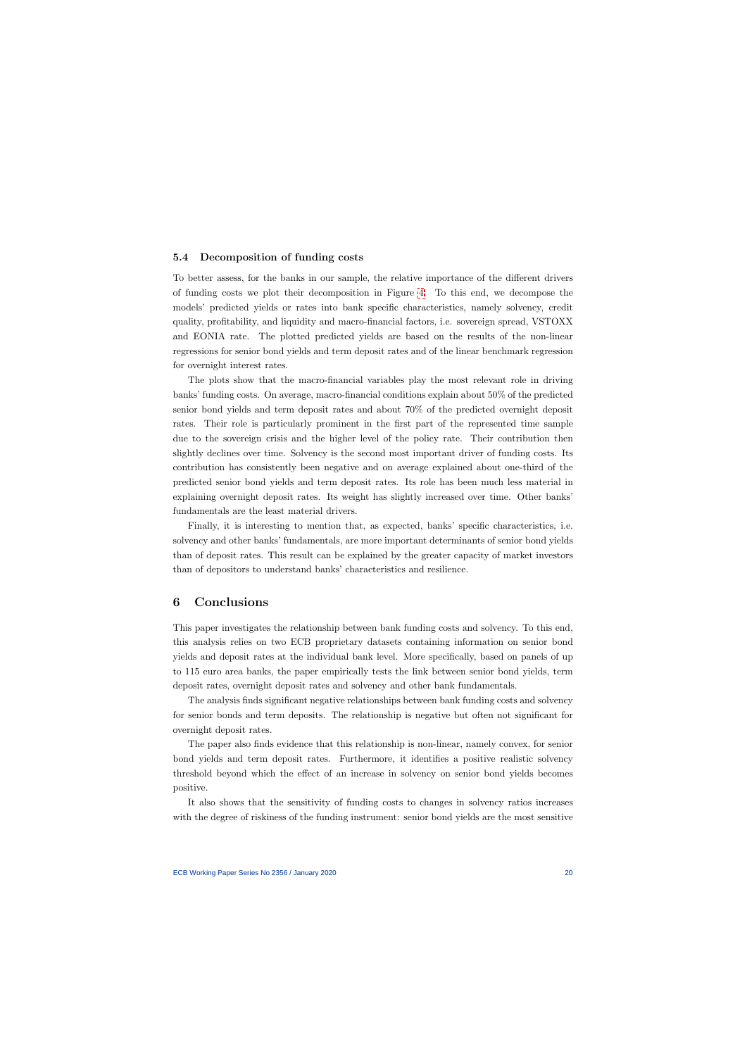### 5.4 Decomposition of funding costs

To better assess, for the banks in our sample, the relative importance of the different drivers of funding costs we plot their decomposition in Figure 4. To this end, we decompose the models' predicted yields or rates into bank specific characteristics, namely solvency, credit quality, profitability, and liquidity and macro-financial factors, i.e. sovereign spread, VSTOXX and EONIA rate. The plotted predicted yields are based on the results of the non-linear regressions for senior bond yields and term deposit rates and of the linear benchmark regression for overnight interest rates.

The plots show that the macro-financial variables play the most relevant role in driving banks' funding costs. On average, macro-financial conditions explain about 50% of the predicted senior bond yields and term deposit rates and about 70% of the predicted overnight deposit rates. Their role is particularly prominent in the first part of the represented time sample due to the sovereign crisis and the higher level of the policy rate. Their contribution then slightly declines over time. Solvency is the second most important driver of funding costs. Its contribution has consistently been negative and on average explained about one-third of the predicted senior bond yields and term deposit rates. Its role has been much less material in explaining overnight deposit rates. Its weight has slightly increased over time. Other banks' fundamentals are the least material drivers.

Finally, it is interesting to mention that, as expected, banks' specific characteristics, i.e. solvency and other banks' fundamentals, are more important determinants of senior bond yields than of deposit rates. This result can be explained by the greater capacity of market investors than of depositors to understand banks' characteristics and resilience.

## 6 Conclusions

This paper investigates the relationship between bank funding costs and solvency. To this end, this analysis relies on two ECB proprietary datasets containing information on senior bond yields and deposit rates at the individual bank level. More specifically, based on panels of up to 115 euro area banks, the paper empirically tests the link between senior bond yields, term deposit rates, overnight deposit rates and solvency and other bank fundamentals.

The analysis finds significant negative relationships between bank funding costs and solvency for senior bonds and term deposits. The relationship is negative but often not significant for overnight deposit rates.

The paper also finds evidence that this relationship is non-linear, namely convex, for senior bond yields and term deposit rates. Furthermore, it identifies a positive realistic solvency threshold beyond which the effect of an increase in solvency on senior bond yields becomes positive.

It also shows that the sensitivity of funding costs to changes in solvency ratios increases with the degree of riskiness of the funding instrument: senior bond yields are the most sensitive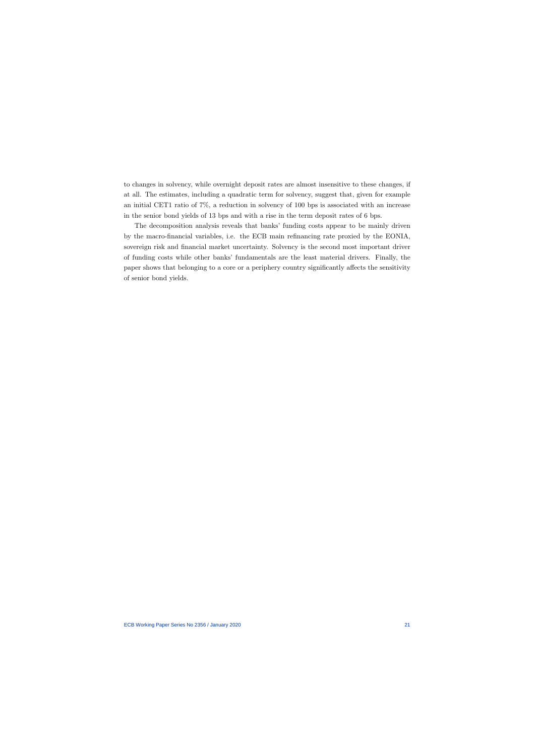to changes in solvency, while overnight deposit rates are almost insensitive to these changes, if at all. The estimates, including a quadratic term for solvency, suggest that, given for example an initial CET1 ratio of 7%, a reduction in solvency of 100 bps is associated with an increase in the senior bond yields of 13 bps and with a rise in the term deposit rates of 6 bps.

The decomposition analysis reveals that banks' funding costs appear to be mainly driven by the macro-financial variables, i.e. the ECB main refinancing rate proxied by the EONIA, sovereign risk and financial market uncertainty. Solvency is the second most important driver of funding costs while other banks' fundamentals are the least material drivers. Finally, the paper shows that belonging to a core or a periphery country significantly affects the sensitivity of senior bond yields.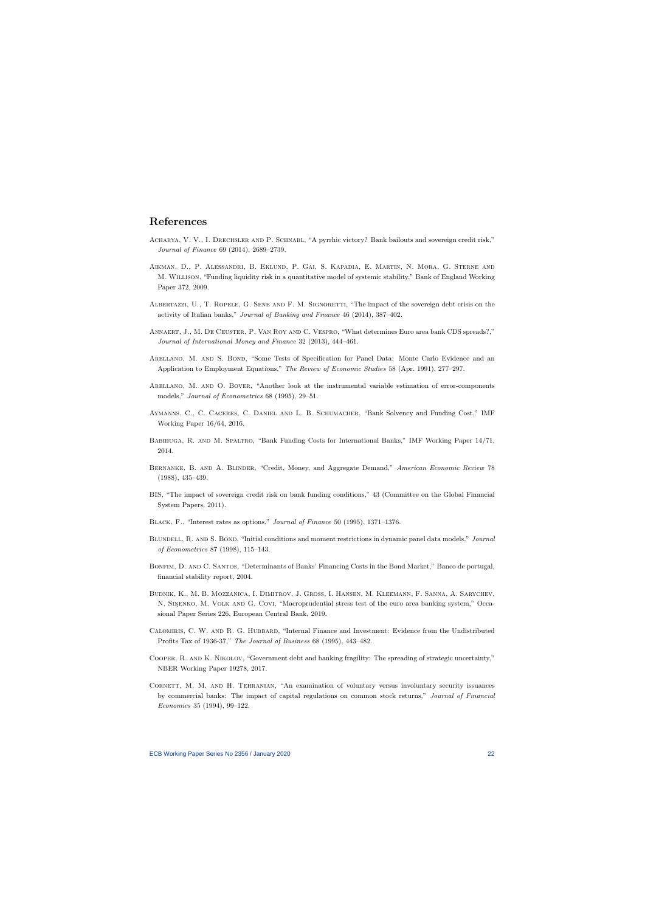# References

Acharya, V. V., I. Drechsler and P. Schnabl, "A pyrrhic victory? Bank bailouts and sovereign credit risk," *Journal of Finance* 69 (2014), 2689–2739.

Aikman, D., P. Alessandri, B. Eklund, P. Gai, S. Kapadia, E. Martin, N. Mora, G. Sterne and M. Willison, "Funding liquidity risk in a quantitative model of systemic stability," Bank of England Working Paper 372, 2009.

Albertazzi, U., T. Ropele, G. Sene and F. M. Signoretti, "The impact of the sovereign debt crisis on the activity of Italian banks," *Journal of Banking and Finance* 46 (2014), 387–402.

Annaert, J., M. De Ceuster, P. Van Roy and C. Vespro, "What determines Euro area bank CDS spreads?," *Journal of International Money and Finance* 32 (2013), 444–461.

Arellano, M. and S. Bond, "Some Tests of Specification for Panel Data: Monte Carlo Evidence and an Application to Employment Equations," *The Review of Economic Studies* 58 (Apr. 1991), 277–297.

Arellano, M. and O. Bover, "Another look at the instrumental variable estimation of error-components models," *Journal of Econometrics* 68 (1995), 29–51.

Aymanns, C., C. Caceres, C. Daniel and L. B. Schumacher, "Bank Solvency and Funding Cost," IMF Working Paper 16/64, 2016.

Babihuga, R. and M. Spaltro, "Bank Funding Costs for International Banks," IMF Working Paper 14/71, 2014.

Bernanke, B. and A. Blinder, "Credit, Money, and Aggregate Demand," *American Economic Review* 78 (1988), 435–439.

BIS, "The impact of sovereign credit risk on bank funding conditions," 43 (Committee on the Global Financial System Papers, 2011).

Black, F., "Interest rates as options," *Journal of Finance* 50 (1995), 1371–1376.

Blundell, R. and S. Bond, "Initial conditions and moment restrictions in dynamic panel data models," *Journal of Econometrics* 87 (1998), 115–143.

Bonfim, D. and C. Santos, "Determinants of Banks' Financing Costs in the Bond Market," Banco de portugal, financial stability report, 2004.

Budnik, K., M. B. Mozzanica, I. Dimitrov, J. Gross, I. Hansen, M. Kleemann, F. Sanna, A. Sarychev, N. Siņenko, M. Volk and G. Covi, "Macroprudential stress test of the euro area banking system," Occasional Paper Series 226, European Central Bank, 2019.

Calomiris, C. W. and R. G. Hubbard, "Internal Finance and Investment: Evidence from the Undistributed Profits Tax of 1936-37," *The Journal of Business* 68 (1995), 443–482.

Cooper, R. and K. Nikolov, "Government debt and banking fragility: The spreading of strategic uncertainty," NBER Working Paper 19278, 2017.

Cornett, M. M. and H. Tehranian, "An examination of voluntary versus involuntary security issuances by commercial banks: The impact of capital regulations on common stock returns," *Journal of Financial Economics* 35 (1994), 99–122.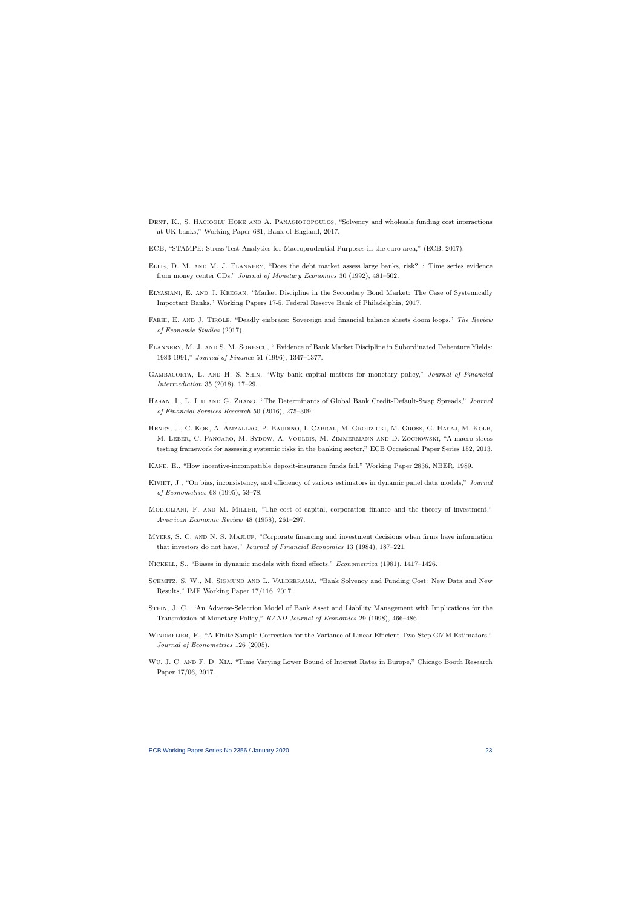Dent, K., S. Hacioglu Hoke and A. Panagiotopoulos, "Solvency and wholesale funding cost interactions at UK banks," Working Paper 681, Bank of England, 2017.

ECB, "STAMPE: Stress-Test Analytics for Macroprudential Purposes in the euro area," (ECB, 2017).

Ellis, D. M. and M. J. Flannery, "Does the debt market assess large banks, risk? : Time series evidence from money center CDs," *Journal of Monetary Economics* 30 (1992), 481–502.

Elyasiani, E. and J. Keegan, "Market Discipline in the Secondary Bond Market: The Case of Systemically Important Banks," Working Papers 17-5, Federal Reserve Bank of Philadelphia, 2017.

Farhi, E. and J. Tirole, "Deadly embrace: Sovereign and financial balance sheets doom loops," *The Review of Economic Studies* (2017).

Flannery, M. J. and S. M. Sorescu, " Evidence of Bank Market Discipline in Subordinated Debenture Yields: 1983-1991," *Journal of Finance* 51 (1996), 1347–1377.

Gambacorta, L. and H. S. Shin, "Why bank capital matters for monetary policy," *Journal of Financial Intermediation* 35 (2018), 17–29.

Hasan, I., L. Liu and G. Zhang, "The Determinants of Global Bank Credit-Default-Swap Spreads," *Journal of Financial Services Research* 50 (2016), 275–309.

Henry, J., C. Kok, A. Amzallag, P. Baudino, I. Cabral, M. Grodzicki, M. Gross, G. Hałaj, M. Kolb, M. Leber, C. Pancaro, M. Sydow, A. Vouldis, M. Zimmermann and D. Zochowski, "A macro stress testing framework for assessing systemic risks in the banking sector," ECB Occasional Paper Series 152, 2013.

Kane, E., "How incentive-incompatible deposit-insurance funds fail," Working Paper 2836, NBER, 1989.

Kiviet, J., "On bias, inconsistency, and efficiency of various estimators in dynamic panel data models," *Journal of Econometrics* 68 (1995), 53–78.

Modigliani, F. and M. Miller, "The cost of capital, corporation finance and the theory of investment," *American Economic Review* 48 (1958), 261–297.

Myers, S. C. and N. S. Majluf, "Corporate financing and investment decisions when firms have information that investors do not have," *Journal of Financial Economics* 13 (1984), 187–221.

Nickell, S., "Biases in dynamic models with fixed effects," *Econometrica* (1981), 1417–1426.

Schmitz, S. W., M. Sigmund and L. Valderrama, "Bank Solvency and Funding Cost: New Data and New Results," IMF Working Paper 17/116, 2017.

Stein, J. C., "An Adverse-Selection Model of Bank Asset and Liability Management with Implications for the Transmission of Monetary Policy," *RAND Journal of Economics* 29 (1998), 466–486.

Windmeijer, F., "A Finite Sample Correction for the Variance of Linear Efficient Two-Step GMM Estimators," *Journal of Econometrics* 126 (2005).

Wu, J. C. and F. D. Xia, "Time Varying Lower Bound of Interest Rates in Europe," Chicago Booth Research Paper 17/06, 2017.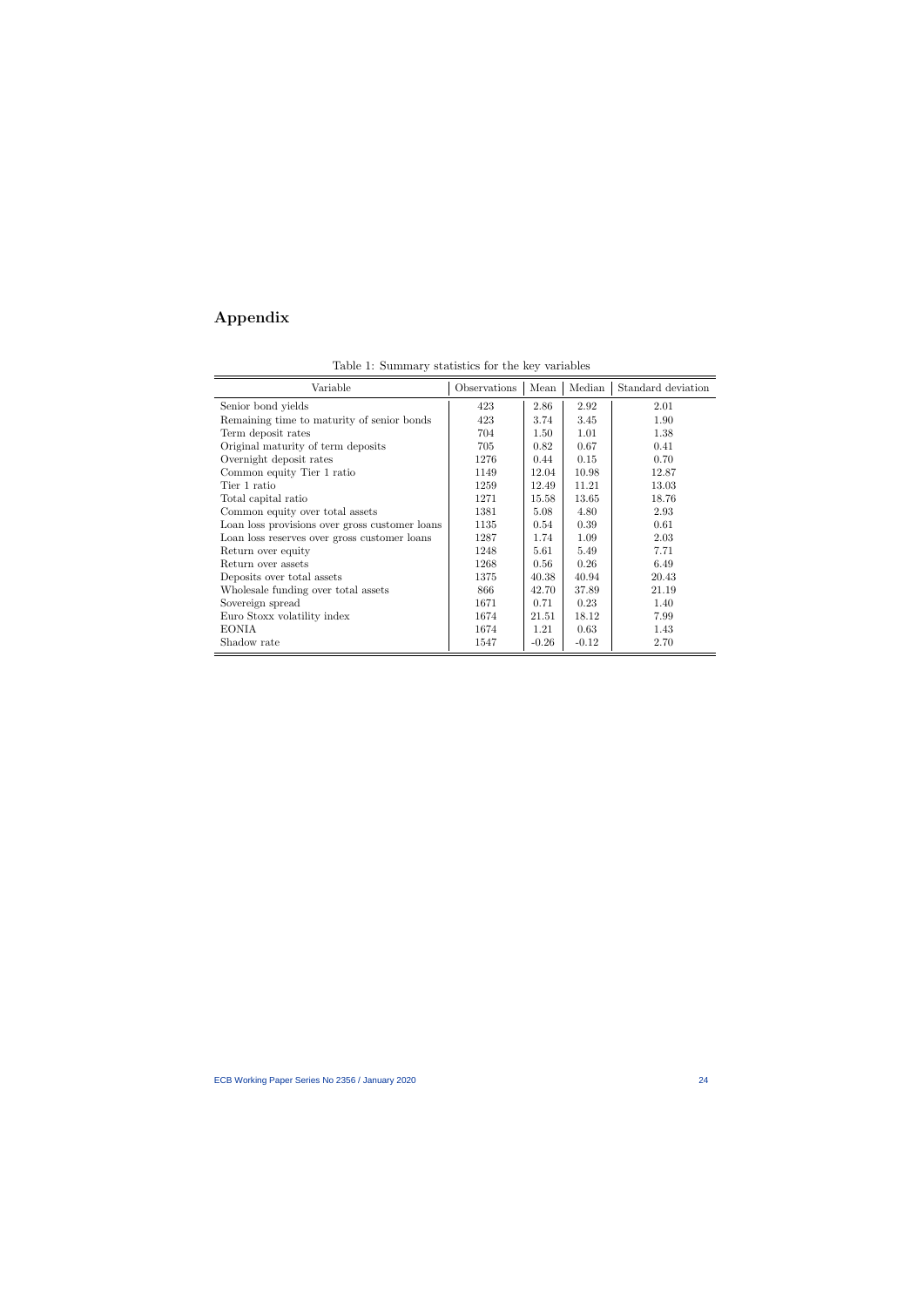# Appendix

Table 1: Summary statistics for the key variables

| Variable | Observations | Mean | Median | Standard deviation |
|---|---|---|---|---|
| Senior bond yields | 423 | 2.86 | 2.92 | 2.01 |
| Remaining time to maturity of senior bonds | 423 | 3.74 | 3.45 | 1.90 |
| Term deposit rates | 704 | 1.50 | 1.01 | 1.38 |
| Original maturity of term deposits | 705 | 0.82 | 0.67 | 0.41 |
| Overnight deposit rates | 1276 | 0.44 | 0.15 | 0.70 |
| Common equity Tier 1 ratio | 1149 | 12.04 | 10.98 | 12.87 |
| Tier 1 ratio | 1259 | 12.49 | 11.21 | 13.03 |
| Total capital ratio | 1271 | 15.58 | 13.65 | 18.76 |
| Common equity over total assets | 1381 | 5.08 | 4.80 | 2.93 |
| Loan loss provisions over gross customer loans | 1135 | 0.54 | 0.39 | 0.61 |
| Loan loss reserves over gross customer loans | 1287 | 1.74 | 1.09 | 2.03 |
| Return over equity | 1248 | 5.61 | 5.49 | 7.71 |
| Return over assets | 1268 | 0.56 | 0.26 | 6.49 |
| Deposits over total assets | 1375 | 40.38 | 40.94 | 20.43 |
| Wholesale funding over total assets | 866 | 42.70 | 37.89 | 21.19 |
| Sovereign spread | 1671 | 0.71 | 0.23 | 1.40 |
| Euro Stoxx volatility index | 1674 | 21.51 | 18.12 | 7.99 |
| EONIA | 1674 | 1.21 | 0.63 | 1.43 |
| Shadow rate | 1547 | -0.26 | -0.12 | 2.70 |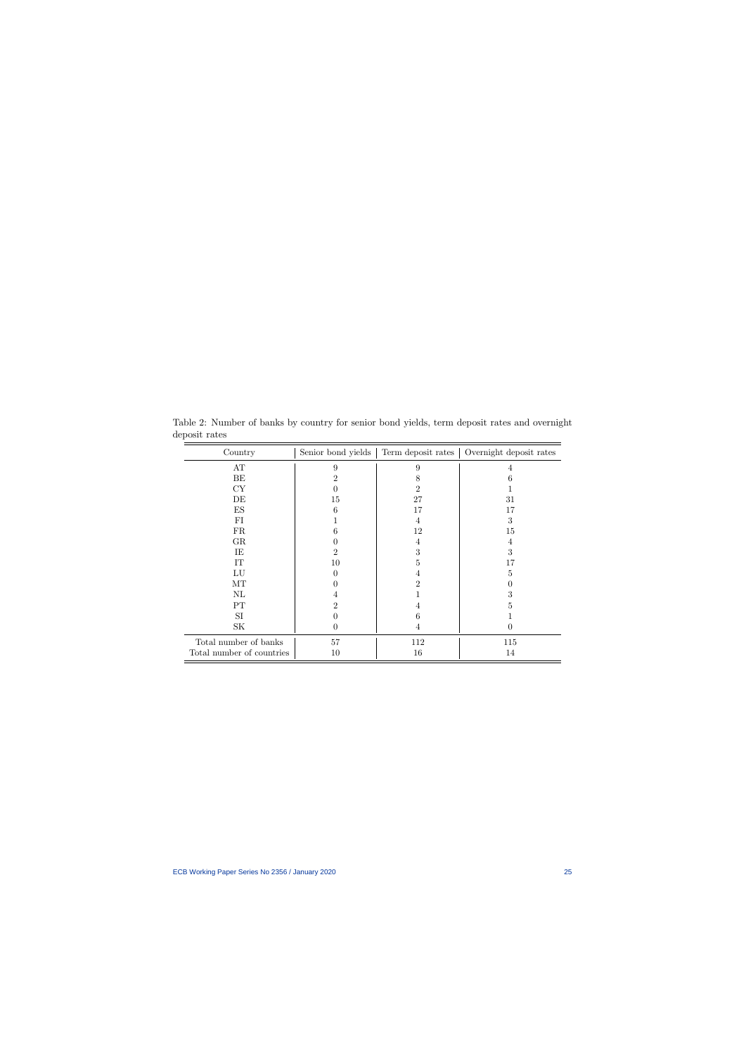Table 2: Number of banks by country for senior bond yields, term deposit rates and overnight deposit rates

| Country | Senior bond yields | Term deposit rates | Overnight deposit rates |
|---|---|---|---|
| AT | 9 | 9 | 4 |
| BE | 2 | 8 | 6 |
| CY | 0 | 2 | 1 |
| DE | 15 | 27 | 31 |
| ES | 6 | 17 | 17 |
| FI | 1 | 4 | 3 |
| FR | 6 | 12 | 15 |
| GR | 0 | 4 | 4 |
| IE | 2 | 3 | 3 |
| IT | 10 | 5 | 17 |
| LU | 0 | 4 | 5 |
| MT | 0 | 2 | 0 |
| NL | 4 | 1 | 3 |
| PT | 2 | 4 | 5 |
| SI | 0 | 6 | 1 |
| SK | 0 | 4 | 0 |
| Total number of banks | 57 | 112 | 115 |
| Total number of countries | 10 | 16 | 14 |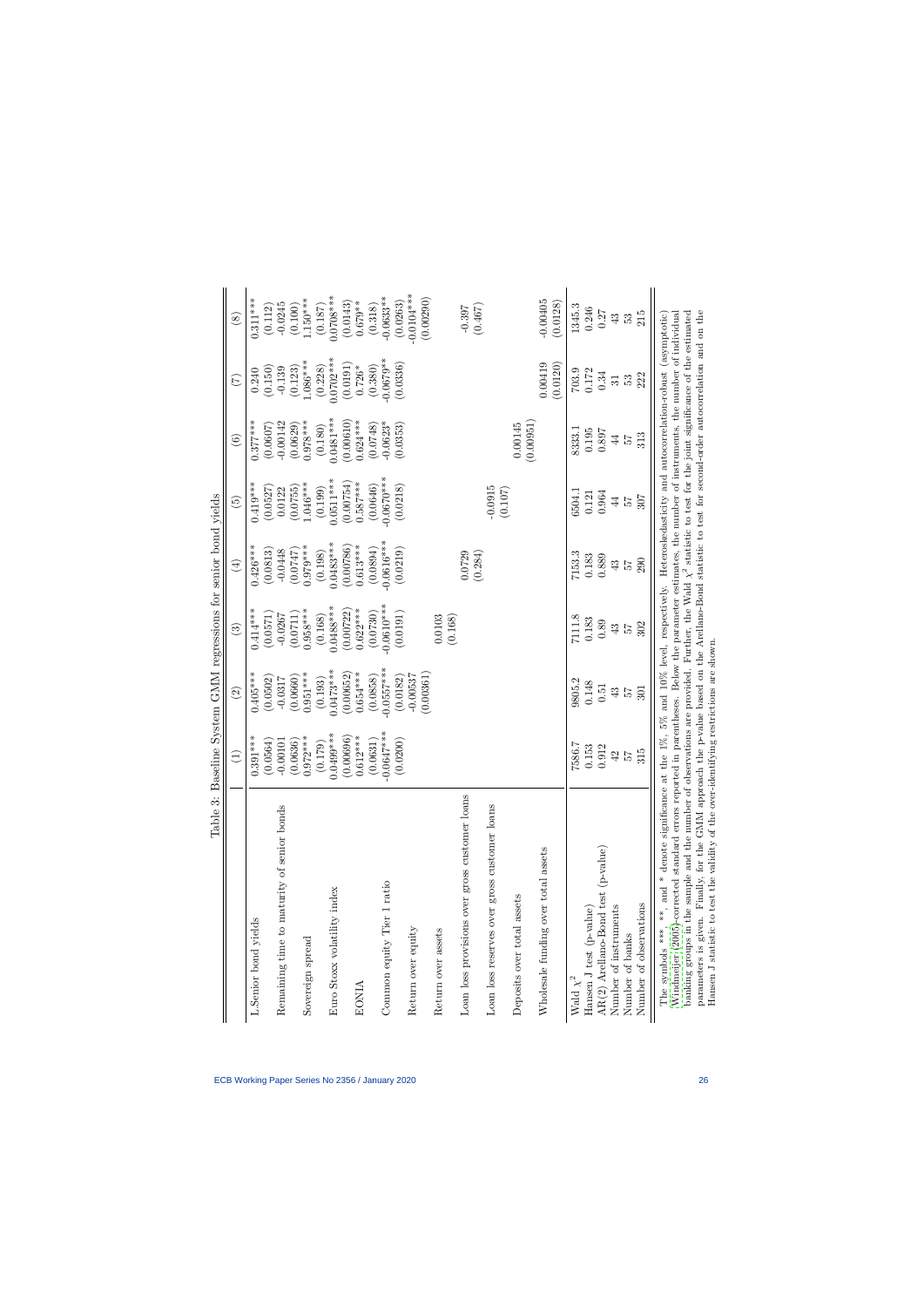Table 3: Baseline System GMM regressions for senior bond yields

| | (1) | (2) | (3) | (4) | (5) | (6) | (7) | (8) |
|---|---|---|---|---|---|---|---|---|
| L.Senior bond yields | 0.391*** | 0.405*** | 0.414*** | 0.426*** | 0.419*** | 0.377*** | 0.240 | 0.311*** |
| | (0.0564) | (0.0502) | (0.0571) | (0.0813) | (0.0527) | (0.0607) | (0.150) | (0.112) |
| Remaining time to maturity of senior bonds | -0.00101 | -0.0317 | -0.0267 | -0.0448 | 0.0122 | -0.00142 | -0.139 | -0.0245 |
| | (0.0636) | (0.0660) | (0.0711) | (0.0747) | (0.0755) | (0.0629) | (0.123) | (0.100) |
| Sovereign spread | 0.972*** | 0.951*** | 0.958*** | 0.979*** | 1.046*** | 0.978*** | 1.086*** | 1.150*** |
| | (0.179) | (0.193) | (0.168) | (0.198) | (0.199) | (0.180) | (0.228) | (0.187) |
| Euro Stoxx volatility index | 0.0499*** | 0.0473*** | 0.0488*** | 0.0483*** | 0.0511*** | 0.0481*** | 0.0702*** | 0.0708*** |
| | (0.00696) | (0.00652) | (0.00722) | (0.00786) | (0.00754) | (0.00610) | (0.0191) | (0.0143) |
| EONIA | 0.612*** | 0.654*** | 0.622*** | 0.613*** | 0.587*** | 0.624*** | 0.726* | 0.679** |
| | (0.0631) | (0.0858) | (0.0730) | (0.0894) | (0.0646) | (0.0748) | (0.380) | (0.318) |
| Common equity Tier 1 ratio | -0.0647*** | -0.0557*** | -0.0610*** | -0.0616*** | -0.0670*** | -0.0623* | -0.0679** | -0.0633** |
| | (0.0200) | (0.0182) | (0.0191) | (0.0219) | (0.0218) | (0.0353) | (0.0336) | (0.0263) |
| Return over equity | | -0.00537 | | | | | | -0.0104*** |
| | | (0.00361) | | | | | | (0.00290) |
| Return over assets | | | 0.0103 | | | | | |
| | | | (0.168) | | | | | |
| Loan loss provisions over gross customer loans | | | | 0.0729 | | | | -0.397 |
| | | | | (0.284) | | | | (0.467) |
| Loan loss reserves over gross customer loans | | | | | -0.0915 | | | |
| | | | | | (0.107) | | | |
| Deposits over total assets | | | | | | 0.00145 | | |
| | | | | | | (0.00951) | | |
| Wholesale funding over total assets | | | | | | | 0.00419 | -0.00405 |
| | | | | | | | (0.0120) | (0.0128) |
| Wald $\chi^2$ | 7586.7 | 9805.2 | 7111.8 | 7153.3 | 6504.1 | 8333.1 | 703.9 | 1345.3 |
| Hansen J test (p-value) | 0.153 | 0.148 | 0.183 | 0.183 | 0.121 | 0.195 | 0.172 | 0.246 |
| AR(2) Arellano-Bond test (p-value) | 0.912 | 0.51 | 0.89 | 0.889 | 0.964 | 0.897 | 0.34 | 0.27 |
| Number of instruments | 42 | 43 | 43 | 43 | 44 | 44 | 31 | 43 |
| Number of banks | 57 | 57 | 57 | 57 | 57 | 57 | 53 | 53 |
| Number of observations | 315 | 301 | 302 | 290 | 307 | 313 | 222 | 215 |

The symbols ***, **, and * denote significance at the 1%, 5% and 10% level, respectively. Heteroskedasticity and autocorrelation-robust (asymptotic) [Windmeijer (2005)]-corrected standard errors reported in parentheses. Below the parameter estimates, the number of instruments, the number of individual banking groups in the sample and the number of observations are provided. Further, the Wald $\chi^2$ statistic to test for the joint significance of the estimated parameters is given. Finally, for the GMM approach the p-value based on the Arellano-Bond statistic to test for second-order autocorrelation and on the Hansen J statistic to test the validity of the over-identifying restrictions are shown.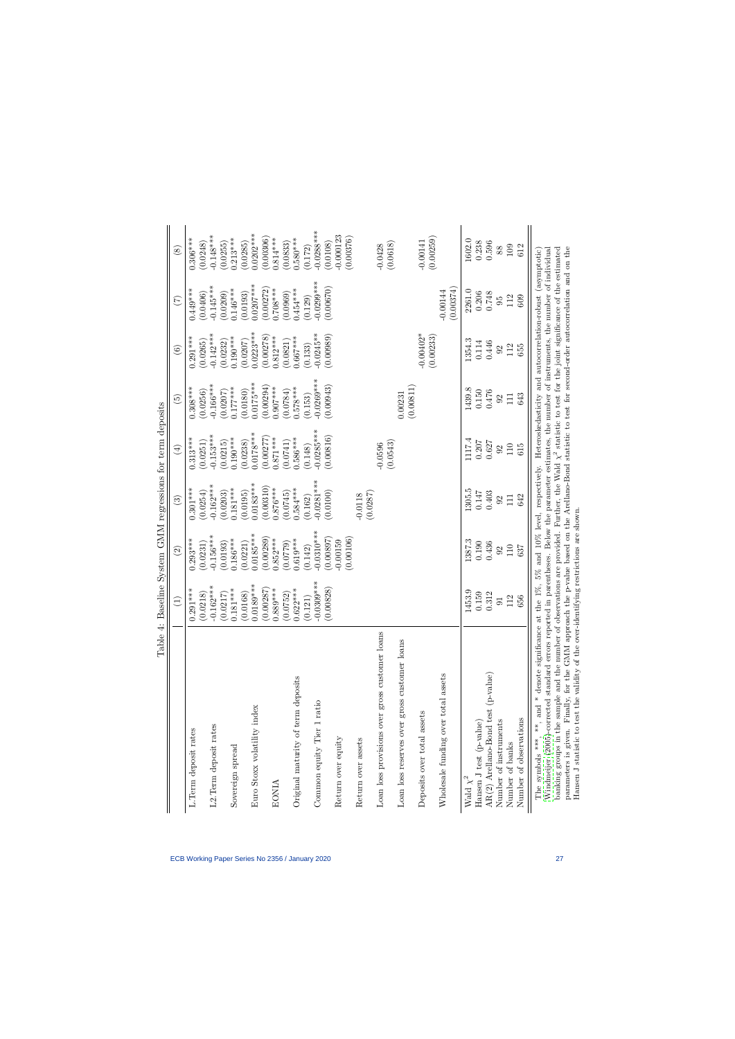Table 4: Baseline System GMM regressions for term deposits

| | (1) | (2) | (3) | (4) | (5) | (6) | (7) | (8) |
|---|---|---|---|---|---|---|---|---|
| L.Term deposit rates | 0.291*** | 0.293*** | 0.301*** | 0.313*** | 0.308*** | 0.291*** | 0.449*** | 0.306*** |
| | (0.0218) | (0.0231) | (0.0254) | (0.0251) | (0.0256) | (0.0265) | (0.0406) | (0.0248) |
| L2.Term deposit rates | -0.162*** | -0.156*** | -0.162*** | -0.153*** | -0.166*** | -0.142*** | -0.145*** | -0.148*** |
| | (0.0217) | (0.0193) | (0.0203) | (0.0215) | (0.0207) | (0.0232) | (0.0209) | (0.0255) |
| Sovereign spread | 0.181*** | 0.186*** | 0.181*** | 0.190*** | 0.177*** | 0.190*** | 0.146*** | 0.213*** |
| | (0.0168) | (0.0221) | (0.0195) | (0.0238) | (0.0180) | (0.0207) | (0.0193) | (0.0285) |
| Euro Stoxx volatility index | 0.0189*** | 0.0185*** | 0.0183*** | 0.0178*** | 0.0175*** | 0.0223*** | 0.0207*** | 0.0202*** |
| | (0.00287) | (0.00289) | (0.00310) | (0.00277) | (0.00294) | (0.00278) | (0.00272) | (0.00306) |
| EONIA | 0.889*** | 0.852*** | 0.876*** | 0.871*** | 0.907*** | 0.812*** | 0.708*** | 0.814*** |
| | (0.0752) | (0.0779) | (0.0745) | (0.0741) | (0.0784) | (0.0821) | (0.0969) | (0.0833) |
| Original maturity of term deposits | 0.622*** | 0.619*** | 0.584*** | 0.586*** | 0.578*** | 0.667*** | 0.454*** | 0.580*** |
| | (0.121) | (0.142) | (0.162) | (0.148) | (0.153) | (0.133) | (0.129) | (0.172) |
| Common equity Tier 1 ratio | -0.0309*** | -0.0310*** | -0.0281*** | -0.0285*** | -0.0269*** | -0.0245** | -0.0299*** | -0.0288*** |
| | (0.00828) | (0.00897) | (0.0100) | (0.00816) | (0.00943) | (0.00989) | (0.00670) | (0.0108) |
| Return over equity | | -0.00159 | | | | | | -0.000123 |
| | | (0.00106) | | | | | | (0.00376) |
| Return over assets | | | -0.0118 | | | | | |
| | | | (0.0287) | | | | | |
| Loan loss provisions over gross customer loans | | | | -0.0596 | | | | -0.0428 |
| | | | | (0.0543) | | | | (0.0618) |
| Loan loss reserves over gross customer loans | | | | | 0.00231 | | | |
| | | | | | (0.00811) | | | |
| Deposits over total assets | | | | | | -0.00402* | | -0.00141 |
| | | | | | | (0.00233) | | (0.00259) |
| Wholesale funding over total assets | | | | | | | -0.00144 | |
| | | | | | | | (0.00374) | |
| Wald $\chi^2$ | 1453.9 | 1387.3 | 1305.5 | 1117.4 | 1439.8 | 1354.3 | 2261.0 | 1602.0 |
| Hansen J test (p-value) | 0.159 | 0.190 | 0.147 | 0.207 | 0.150 | 0.114 | 0.206 | 0.238 |
| AR(2) Arellano-Bond test (p-value) | 0.312 | 0.436 | 0.403 | 0.627 | 0.476 | 0.446 | 0.748 | 0.596 |
| Number of instruments | 91 | 92 | 92 | 92 | 92 | 92 | 95 | 88 |
| Number of banks | 112 | 110 | 111 | 110 | 111 | 112 | 112 | 109 |
| Number of observations | 656 | 637 | 642 | 615 | 643 | 655 | 609 | 612 |

The symbols ***, **, and * denote significance at the 1%, 5% and 10% level, respectively. Heteroskedasticity and autocorrelation-robust (asymptotic) Windmeijer (2005)-corrected standard errors reported in parentheses. Below the parameter estimates, the number of instruments, the number of individual banking groups in the sample and the number of observations are provided. Further, the Wald $\chi^2$ statistic to test for the joint significance of the estimated parameters is given. Finally, for the GMM approach the p-value based on the Arellano-Bond statistic to test for second-order autocorrelation and on the Hansen J statistic to test the validity of the over-identifying restrictions are shown.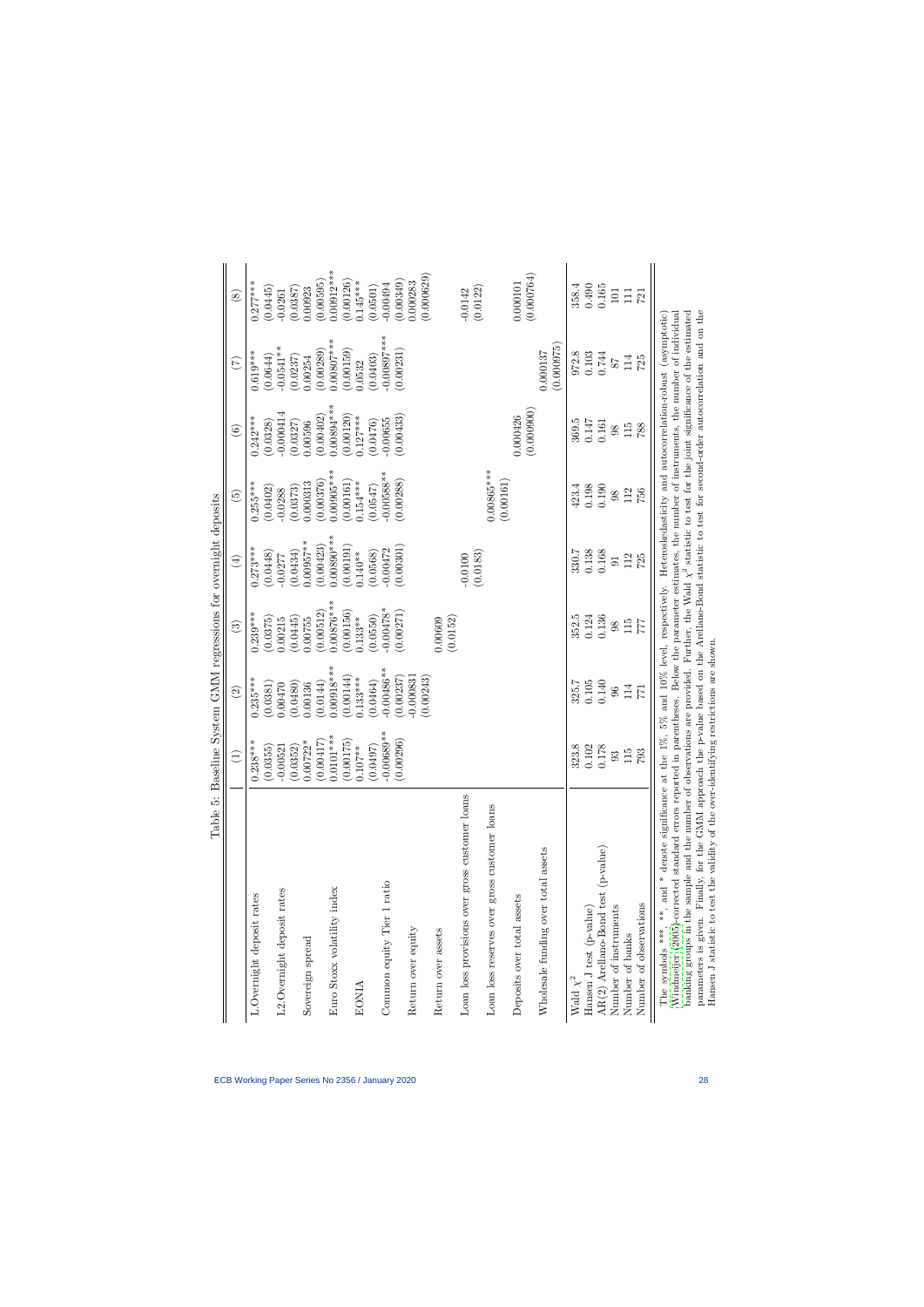Table 5: Baseline System GMM regressions for overnight deposits

| | (1) | (2) | (3) | (4) | (5) | (6) | (7) | (8) |
|---|---|---|---|---|---|---|---|---|
| L.Overnight deposit rates | 0.238*** | 0.235*** | 0.239*** | 0.273*** | 0.255*** | 0.242*** | 0.619*** | 0.277*** |
| | (0.0355) | (0.0381) | (0.0375) | (0.0448) | (0.0402) | (0.0328) | (0.0644) | (0.0445) |
| L2.Overnight deposit rates | -0.00521 | 0.00470 | 0.00215 | -0.0277 | -0.0288 | -0.000414 | -0.0541** | -0.0261 |
| | (0.0352) | (0.0480) | (0.0445) | (0.0434) | (0.0373) | (0.0327) | (0.0237) | (0.0387) |
| Sovereign spread | 0.00722* | 0.00136 | 0.00755 | 0.00957** | 0.000313 | 0.00596 | 0.00254 | 0.00923 |
| | (0.00417) | (0.0144) | (0.00512) | (0.00423) | (0.00376) | (0.00402) | (0.00289) | (0.00595) |
| Euro Stoxx volatility index | 0.0101*** | 0.00918*** | 0.00876*** | 0.00890*** | 0.00905*** | 0.00894*** | 0.00807*** | 0.00912*** |
| | (0.00175) | (0.00144) | (0.00156) | (0.00191) | (0.00161) | (0.00120) | (0.00159) | (0.00126) |
| EONIA | 0.107** | 0.133*** | 0.133** | 0.140** | 0.154*** | 0.127*** | 0.0532 | 0.145*** |
| | (0.0497) | (0.0464) | (0.0550) | (0.0568) | (0.0547) | (0.0476) | (0.0403) | (0.0501) |
| Common equity Tier 1 ratio | -0.00689** | -0.00486** | -0.00478* | -0.00472 | -0.00588** | -0.00655 | -0.00897*** | -0.00494 |
| | (0.00296) | (0.00237) | (0.00271) | (0.00301) | (0.00288) | (0.00433) | (0.00231) | (0.00349) |
| Return over equity | | -0.000831 | | | | | | 0.000283 |
| | | (0.00243) | | | | | | (0.000629) |
| Return over assets | | | 0.00609 | | | | | |
| | | | (0.0152) | | | | | |
| Loan loss provisions over gross customer loans | | | | -0.0100 | | | | -0.0142 |
| | | | | (0.0183) | | | | (0.0122) |
| Loan loss reserves over gross customer loans | | | | | 0.00865*** | | | |
| | | | | | (0.00161) | | | |
| Deposits over total assets | | | | | | 0.000426 | | 0.000101 |
| | | | | | | (0.000900) | | (0.000764) |
| Wholesale funding over total assets | | | | | | | 0.000137 | |
| | | | | | | | (0.0009975) | |
| Wald $\chi^2$ | 323.8 | 325.7 | 352.5 | 330.7 | 423.4 | 369.5 | 972.8 | 358.4 |
| Hansen J test (p-value) | 0.102 | 0.105 | 0.124 | 0.138 | 0.198 | 0.147 | 0.103 | 0.490 |
| AR(2) Arellano-Bond test (p-value) | 0.178 | 0.140 | 0.136 | 0.168 | 0.190 | 0.161 | 0.744 | 0.165 |
| Number of instruments | 93 | 96 | 98 | 91 | 98 | 98 | 87 | 101 |
| Number of banks | 115 | 114 | 115 | 112 | 112 | 115 | 114 | 111 |
| Number of observations | 793 | 771 | 777 | 725 | 756 | 788 | 725 | 721 |

The symbols ***, **, and * denote significance at the 1%, 5% and 10% level, respectively. Heteroskedasticity and autocorrelation-robust (asymptotic) Windmeijer (2005)-corrected standard errors reported in parentheses. Below the parameter estimates, the number of instruments, the number of individual banking groups in the sample and the number of observations are provided. Further, the Wald $\chi^2$ statistic to test for the joint significance of the estimated parameters is given. Finally, for the GMM approach the p-value based on the Arellano-Bond statistic to test for second-order autocorrelation and on the Hansen J statistic to test the validity of the over-identifying restrictions are shown.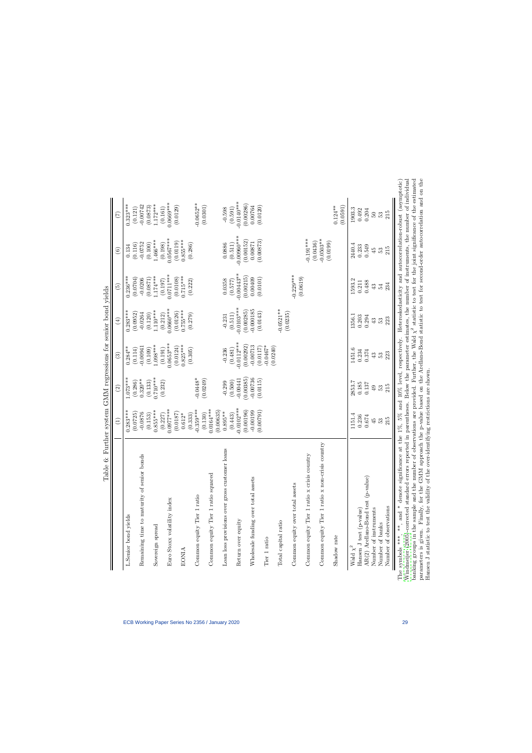Table 6: Further system GMM regressions for senior bond yields

| | (1) | (2) | (3) | (4) | (5) | (6) | (7) |
|---|---|---|---|---|---|---|---|
| L.Senior bond yields | 0.283*** | 1.073*** | 0.284** | 0.283*** | 0.236*** | 0.134 | 0.323*** |
| | (0.0725) | (0.286) | (0.114) | (0.0952) | (0.0704) | (0.116) | (0.121) |
| Remaining time to maturity of senior bonds | -0.0876 | 0.320** | -0.00941 | -0.0264 | -0.0206 | -0.0752 | -0.00742 |
| | (0.153) | (0.133) | (0.109) | (0.120) | (0.0871) | (0.100) | (0.0873) |
| Sovereign spread | 0.855*** | 0.740*** | 1.098*** | 1.110*** | 1.174*** | 1.466*** | 1.172*** |
| | (0.227) | (0.232) | (0.191) | (0.212) | (0.197) | (0.198) | (0.161) |
| Euro Stoxx volatility index | 0.0977*** | | 0.0653*** | 0.0660*** | 0.0711*** | 0.0567*** | 0.0669*** |
| | (0.0187) | | (0.0124) | (0.0126) | (0.0108) | (0.0119) | (0.0129) |
| EONIA | 0.612* | | 0.825*** | 0.755*** | 0.715*** | 0.855*** | |
| | (0.333) | | (0.305) | (0.279) | (0.222) | (0.286) | |
| Common equity Tier 1 ratio | -0.359*** | -0.0448* | | | | | -0.0652** |
| | (0.130) | (0.0249) | | | | | (0.0301) |
| Common equity Tier 1 ratio squared | 0.0164*** | | | | | | |
| | (0.00635) | | | | | | |
| Loan loss provisions over gross customer loans | 0.895** | -0.299 | -0.236 | -0.231 | 0.0358 | 0.0886 | -0.508 |
| | (0.443) | (0.500) | (0.481) | (0.511) | (0.577) | (0.511) | (0.591) |
| Return over equity | -0.0102*** | -0.00441 | -0.0112*** | -0.0103*** | -0.00443** | -0.00960*** | -0.0140*** |
| | (0.00196) | (0.00985) | (0.00292) | (0.00285) | (0.00215) | (0.00152) | (0.00286) |
| Wholesale funding over total assets | -0.00199 | -0.00736 | -0.00713 | -0.000185 | 0.00409 | 0.00871 | 0.00764 |
| | (0.00791) | (0.0115) | (0.0117) | (0.0143) | (0.0101) | (0.00873) | (0.0120) |
| Tier 1 ratio | | | -0.0467* | | | | |
| | | | (0.0240) | | | | |
| Total capital ratio | | | | -0.0521** | | | |
| | | | | (0.0235) | | | |
| Common equity over total assets | | | | | -0.229*** | | |
| | | | | | (0.0619) | | |
| Common equity Tier 1 ratio x crisis country | | | | | | -0.191*** | |
| | | | | | | (0.0436) | |
| Common equity Tier 1 ratio x non-crisis country | | | | | | -0.0503** | |
| | | | | | | (0.0199) | |
| Shadow rate | | | | | | | 0.124** |
| | | | | | | | (0.0591) |
| Wald $\chi^2$ | 1151.4 | 2853.7 | 1451.6 | 1356.1 | 1593.2 | 2440.4 | 1903.3 |
| Hansen J test (p-value) | 0.236 | 0.185 | 0.234 | 0.203 | 0.211 | 0.233 | 0.492 |
| AR(2) Arellano-Bond test (p-value) | 0.674 | 0.137 | 0.374 | 0.294 | 0.488 | 0.549 | 0.204 |
| Number of instruments | 45 | 49 | 43 | 43 | 43 | 45 | 50 |
| Number of banks | 53 | 53 | 53 | 53 | 54 | 53 | 53 |
| Number of observations | 215 | 215 | 223 | 223 | 234 | 215 | 215 |

The symbols ***, **, and * denote significance at the 1%, 5% and 10% level, respectively. Heteroskedasticity and autocorrelation-robust (asymptotic) Windmeijer (2005)-corrected standard errors reported in parentheses. Below the parameter estimates, the number of instruments, the number of individual banking groups in the sample and the number of observations are provided. Further, the Wald $\chi^2$ statistic to test for the joint significance of the estimated parameters is given. Finally, for the GMM approach the p-value based on the Arellano-Bond statistic to test for second-order autocorrelation and on the Hansen J statistic to test the validity of the over-identifying restrictions are shown.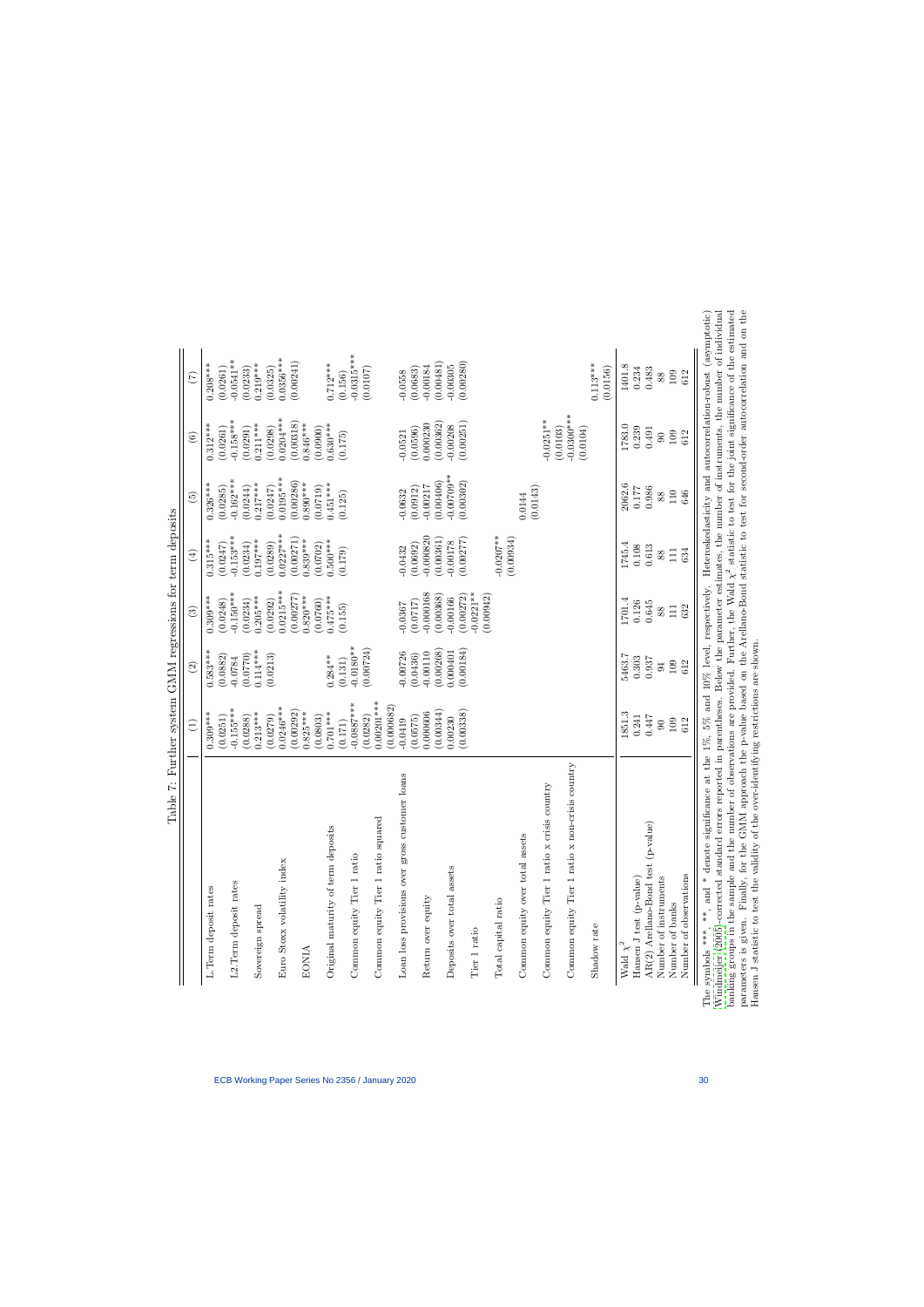Table 7: Further system GMM regressions for term deposits

| | (1) | (2) | (3) | (4) | (5) | (6) | (7) |
|---|---|---|---|---|---|---|---|
| L.Term deposit rates | 0.309*** | 0.583*** | 0.309*** | 0.315*** | 0.326*** | 0.312*** | 0.208*** |
| | (0.0251) | (0.0882) | (0.0248) | (0.0247) | (0.0285) | (0.0261) | (0.0261) |
| L2.Term deposit rates | -0.155*** | -0.0784 | -0.150*** | -0.153*** | -0.162*** | -0.158*** | -0.0541** |
| | (0.0288) | (0.0770) | (0.0234) | (0.0234) | (0.0244) | (0.0291) | (0.0233) |
| Sovereign spread | 0.213*** | 0.114*** | 0.205*** | 0.197*** | 0.217*** | 0.211*** | 0.219*** |
| | (0.0279) | (0.0213) | (0.0292) | (0.0289) | (0.0247) | (0.0298) | (0.0325) |
| Euro Stoxx volatility index | 0.0246*** | | 0.0215*** | 0.0227*** | 0.0195*** | 0.0204*** | 0.0356*** |
| | (0.00292) | | (0.00277) | (0.00271) | (0.00286) | (0.00318) | (0.00241) |
| EONIA | 0.825*** | | 0.820*** | 0.839*** | 0.890*** | 0.846*** | |
| | (0.0803) | | (0.0760) | (0.0702) | (0.0719) | (0.0900) | |
| Original maturity of term deposits | 0.701*** | 0.284** | 0.475*** | 0.500*** | 0.451*** | 0.630*** | 0.712*** |
| | (0.171) | (0.131) | (0.155) | (0.179) | (0.125) | (0.175) | (0.156) |
| Common equity Tier 1 ratio | -0.0887*** | -0.0180** | | | | | -0.0315*** |
| | (0.0282) | (0.00724) | | | | | (0.0107) |
| Common equity Tier 1 ratio squared | 0.00201*** | | | | | | |
| | (0.000682) | | | | | | |
| Loan loss provisions over gross customer loans | -0.0419 | -0.00726 | -0.0367 | -0.0432 | -0.0632 | -0.0521 | -0.0558 |
| | (0.0575) | (0.0436) | (0.0717) | (0.0692) | (0.0912) | (0.0596) | (0.0683) |
| Return over equity | 0.000606 | -0.00110 | -0.000168 | -0.000820 | -0.00217 | 0.000230 | -0.00184 |
| | (0.00344) | (0.00268) | (0.00368) | (0.00361) | (0.00406) | (0.00362) | (0.00481) |
| Deposits over total assets | 0.00230 | 0.000401 | -0.00166 | -0.00178 | -0.00709** | -0.00208 | -0.00305 |
| | (0.00338) | (0.00184) | (0.00272) | (0.00277) | (0.00302) | (0.00251) | (0.00280) |
| Tier 1 ratio | | | -0.0221** | | | | |
| | | | (0.00942) | | | | |
| Total capital ratio | | | | -0.0207** | | | |
| | | | | (0.00934) | | | |
| Common equity over total assets | | | | | 0.0144 | | |
| | | | | | (0.0143) | | |
| Common equity Tier 1 ratio x crisis country | | | | | | -0.0251** | |
| | | | | | | (0.0103) | |
| Common equity Tier 1 ratio x non-crisis country | | | | | | -0.0300*** | |
| | | | | | | (0.0104) | |
| Shadow rate | | | | | | | 0.113*** |
| | | | | | | | (0.0156) |
| Wald $\chi^2$ | 1851.3 | 5463.7 | 1701.4 | 1745.4 | 2062.6 | 1783.0 | 1401.8 |
| Hansen J test (p-value) | 0.241 | 0.303 | 0.126 | 0.108 | 0.177 | 0.239 | 0.234 |
| AR(2) Arellano-Bond test (p-value) | 0.447 | 0.937 | 0.645 | 0.613 | 0.986 | 0.491 | 0.483 |
| Number of instruments | 90 | 94 | 88 | 88 | 88 | 90 | 88 |
| Number of banks | 109 | 109 | 111 | 111 | 110 | 109 | 109 |
| Number of observations | 612 | 612 | 632 | 634 | 646 | 612 | 612 |

The symbols ***, **, and * denote significance at the 1%, 5% and 10% level, respectively. Heteroskedasticity and autocorrelation-robust (asymptotic) Windmeijer (2005)-corrected standard errors reported in parentheses. Below the parameter estimates, the number of instruments, the number of individual banking groups in the sample and the number of observations are provided. Further, the Wald $\chi^2$ statistic to test for the joint significance of the estimated parameters is given. Finally, for the GMM approach the p-value based on the Arellano-Bond statistic to test for second-order autocorrelation and on the Hansen J statistic to test the validity of the over-identifying restrictions are shown.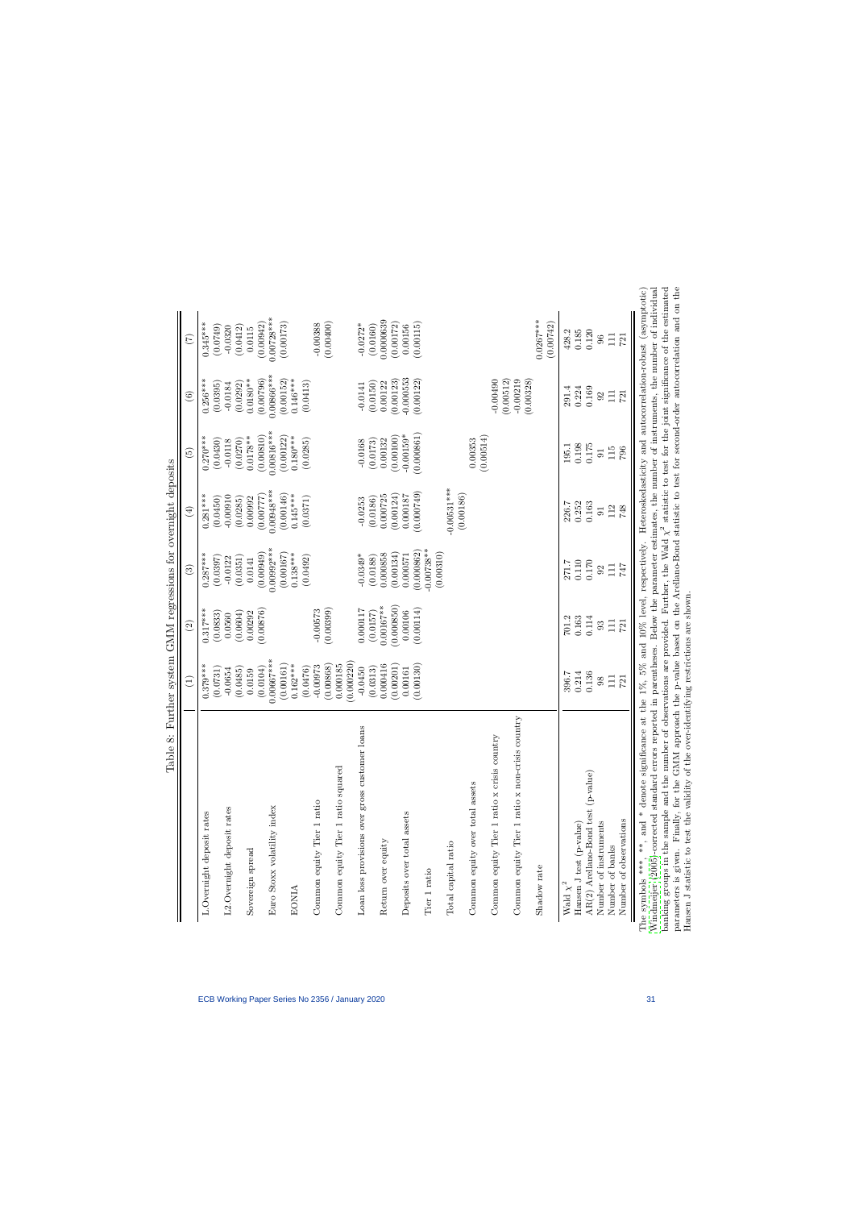Table 8: Further system GMM regressions for overnight deposits

| | (1) | (2) | (3) | (4) | (5) | (6) | (7) |
|---|---|---|---|---|---|---|---|
| L.Overnight deposit rates | 0.379*** | 0.317*** | 0.287*** | 0.281*** | 0.270*** | 0.256*** | 0.345*** |
| | (0.0731) | (0.0833) | (0.0397) | (0.0450) | (0.0430) | (0.0395) | (0.0749) |
| L2.Overnight deposit rates | -0.0654 | 0.0560 | -0.0122 | -0.00910 | -0.0118 | -0.0184 | -0.0320 |
| | (0.0485) | (0.0604) | (0.0351) | (0.0285) | (0.0270) | (0.0292) | (0.0412) |
| Sovereign spread | 0.0159 | 0.00292 | 0.0141 | 0.00992 | 0.0178** | 0.0180** | 0.0115 |
| | (0.0104) | (0.00876) | (0.00949) | (0.00777) | (0.00810) | (0.00796) | (0.00942) |
| Euro Stoxx volatility index | 0.00667*** | | 0.00992*** | 0.00948*** | 0.00816*** | 0.00866*** | 0.00728*** |
| | (0.00161) | | (0.00167) | (0.00146) | (0.00122) | (0.00152) | (0.00173) |
| EONIA | 0.162*** | | 0.138*** | 0.145*** | 0.180*** | 0.146*** | |
| | (0.0476) | | (0.0492) | (0.0371) | (0.0285) | (0.0413) | |
| Common equity Tier 1 ratio | -0.00973 | -0.00573 | | | | | -0.00388 |
| | (0.00808) | (0.00399) | | | | | (0.00400) |
| Common equity Tier 1 ratio squared | 0.000185 | | | | | | |
| | (0.000220) | | | | | | |
| Loan loss provisions over gross customer loans | -0.0450 | 0.000117 | -0.0349* | -0.0253 | -0.0168 | -0.0141 | -0.0272* |
| | (0.0313) | (0.0157) | (0.0188) | (0.0186) | (0.0173) | (0.0150) | (0.0160) |
| Return over equity | 0.000416 | 0.00167** | 0.000883 | 0.000725 | 0.00132 | 0.00122 | 0.0000639 |
| | (0.00201) | (0.000850) | (0.00134) | (0.00124) | (0.00100) | (0.00123) | (0.00172) |
| Deposits over total assets | 0.00161 | 0.00106 | 0.000571 | 0.000187 | -0.00159* | -0.000553 | 0.00156 |
| | (0.00130) | (0.00114) | (0.000862) | (0.000749) | (0.000861) | (0.00122) | (0.00115) |
| Tier 1 ratio | | | -0.00738** | | | | |
| | | | (0.00310) | | | | |
| Total capital ratio | | | | -0.00531*** | | | |
| | | | | (0.00186) | | | |
| Common equity over total assets | | | | | 0.00353 | | |
| | | | | | (0.00514) | | |
| Common equity Tier 1 ratio x crisis country | | | | | | -0.00490 | |
| | | | | | | (0.00512) | |
| Common equity Tier 1 ratio x non-crisis country | | | | | | -0.00219 | |
| | | | | | | (0.00328) | |
| Shadow rate | | | | | | | 0.0267*** |
| | | | | | | | (0.00742) |
| Wald $\chi^2$ | 396.7 | 701.2 | 271.7 | 226.7 | 195.1 | 291.4 | 428.2 |
| Hansen J test (p-value) | 0.214 | 0.163 | 0.110 | 0.252 | 0.198 | 0.224 | 0.185 |
| AR(2) Arellano-Bond test (p-value) | 0.136 | 0.114 | 0.170 | 0.163 | 0.175 | 0.169 | 0.120 |
| Number of instruments | 98 | 93 | 92 | 91 | 91 | 92 | 96 |
| Number of banks | 111 | 111 | 111 | 112 | 115 | 111 | 111 |
| Number of observations | 721 | 721 | 747 | 748 | 796 | 721 | 721 |

The symbols ***, ** and * denote significance at the 1%, 5% and 10% level, respectively. Heteroskedasticity and autocorrelation-robust (asymptotic) Windmeijer (2005)-corrected standard errors reported in parentheses. Below the parameter estimates, the number of instruments, the number of individual banking groups in the sample and the number of observations are provided. Further, the Wald $\chi^2$ statistic to test for the joint significance of the estimated parameters is given. Finally, for the GMM approach the p-value based on the Arellano-Bond statistic to test for second-order autocorrelation and on the Hansen J statistic to test the validity of the over-identifying restrictions are shown.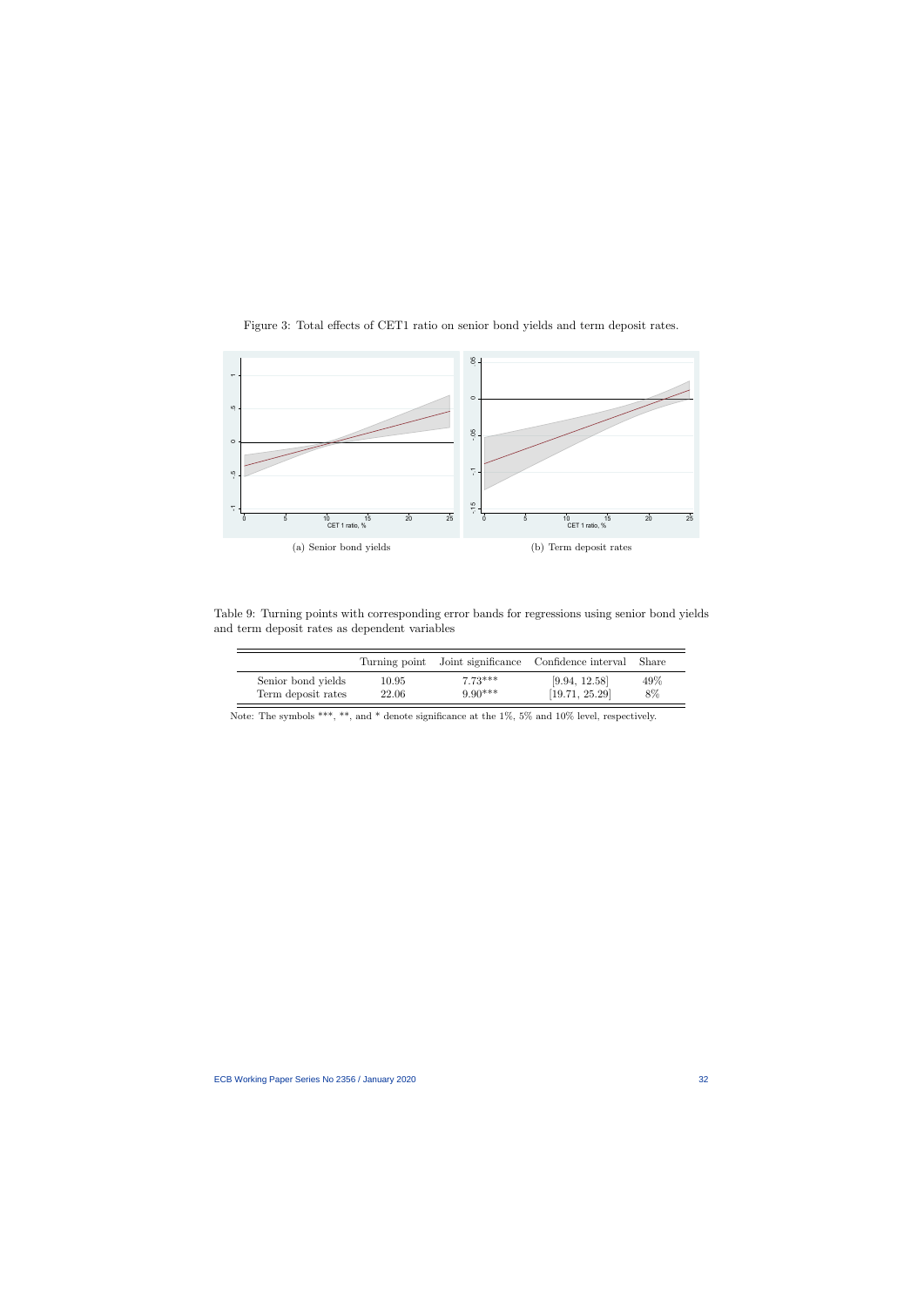Figure 3: Total effects of CET1 ratio on senior bond yields and term deposit rates.

(a) Senior bond yields

(b) Term deposit rates

Table 9: Turning points with corresponding error bands for regressions using senior bond yields and term deposit rates as dependent variables

| | Turning point | Joint significance | Confidence interval | Share |
|---|---|---|---|---|
| Senior bond yields | 10.95 | 7.73*** | [9.94, 12.58] | 49% |
| Term deposit rates | 22.06 | 9.90*** | [19.71, 25.29] | 8% |

Note: The symbols ***, **, and * denote significance at the 1%, 5% and 10% level, respectively.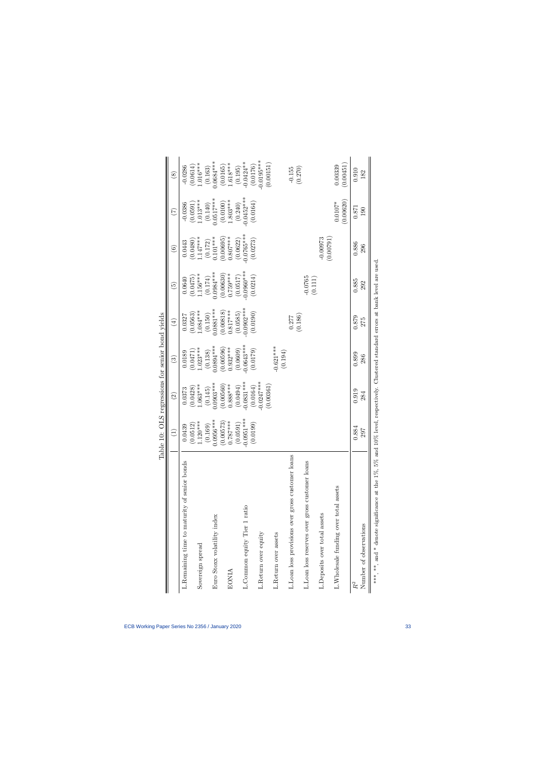Table 10: OLS regressions for senior bond yields

| | (1) | (2) | (3) | (4) | (5) | (6) | (7) | (8) |
|---|---|---|---|---|---|---|---|---|
| L.Remaining time to maturity of senior bonds | 0.0439 | 0.0373 | 0.0189 | 0.0327 | 0.0640 | 0.0443 | -0.0386 | -0.0286 |
| | (0.0512) | (0.0428) | (0.0471) | (0.0563) | (0.0475) | (0.0480) | (0.0591) | (0.0614) |
| Sovereign spread | 1.120*** | 1.063*** | 1.023*** | 1.084*** | 1.156*** | 1.147*** | 1.013*** | 1.016*** |
| | (0.169) | (0.145) | (0.138) | (0.150) | (0.174) | (0.172) | (0.140) | (0.163) |
| Euro Stoxx volatility index | 0.0956*** | 0.0903*** | 0.0894*** | 0.0881*** | 0.0984*** | 0.101*** | 0.0517*** | 0.0684*** |
| | (0.00573) | (0.00560) | (0.00596) | (0.00818) | (0.00630) | (0.00695) | (0.0100) | (0.0165) |
| EONIA | 0.787*** | 0.888*** | 0.932*** | 0.817*** | 0.759*** | 0.807*** | 1.803*** | 1.618*** |
| | (0.0591) | (0.0494) | (0.0609) | (0.0585) | (0.0517) | (0.0622) | (0.240) | (0.195) |
| L.Common equity Tier 1 ratio | -0.0951*** | -0.0831*** | -0.0643*** | -0.0902*** | -0.0960*** | -0.0765*** | -0.0452*** | -0.0424** |
| | (0.0199) | (0.0164) | (0.0179) | (0.0190) | (0.0214) | (0.0273) | (0.0164) | (0.0176) |
| L.Return over equity | | -0.0247*** | | | | | | -0.0195*** |
| | | (0.00361) | | | | | | (0.00151) |
| L.Return over assets | | | -0.621*** | | | | | |
| | | | (0.194) | | | | | |
| L.Loan loss provisions over gross customer loans | | | | 0.277 | | | | -0.155 |
| | | | | (0.186) | | | | (0.270) |
| L.Loan loss reserves over gross customer loans | | | | | -0.0765 | | | |
| | | | | | (0.111) | | | |
| L.Deposits over total assets | | | | | | -0.00973 | | |
| | | | | | | (0.00791) | | |
| L.Wholesale funding over total assets | | | | | | | 0.0107* | 0.00339 |
| | | | | | | | (0.00620) | (0.00451) |
| $R^2$ | 0.884 | 0.919 | 0.899 | 0.879 | 0.885 | 0.886 | 0.871 | 0.910 |
| Number of observations | 297 | 284 | 286 | 275 | 292 | 296 | 190 | 182 |

***, **, and * denote significance at the 1%, 5% and 10% level, respectively. Clustered standard errors at bank level are used.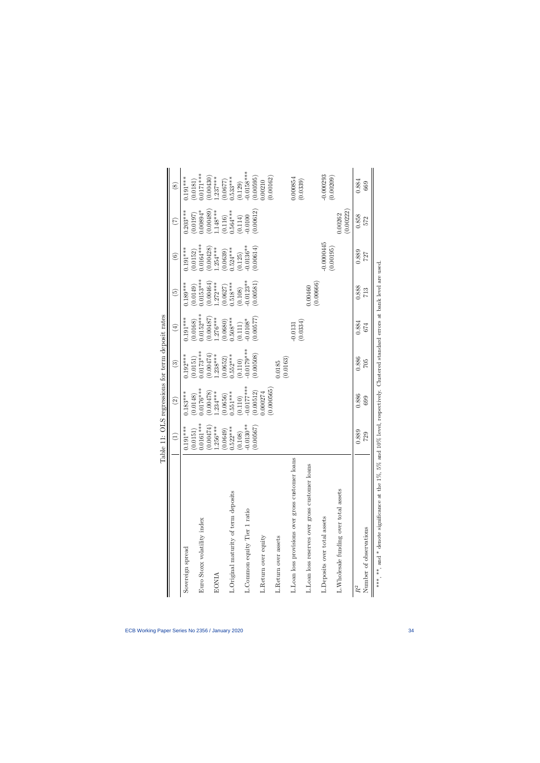Table 11: OLS regressions for term deposit rates

| | (1) | (2) | (3) | (4) | (5) | (6) | (7) | (8) |
|---|---|---|---|---|---|---|---|---|
| Sovereign spread | 0.191*** | 0.183*** | 0.192*** | 0.191*** | 0.189*** | 0.191*** | 0.203*** | 0.191*** |
| | (0.0151) | (0.0148) | (0.0151) | (0.0168) | (0.0149) | (0.0152) | (0.0197) | (0.0181) |
| Euro Stoxx volatility index | 0.0161*** | 0.0176*** | 0.0173*** | 0.0152*** | 0.0153*** | 0.0164*** | 0.00894* | 0.0171*** |
| | (0.00474) | (0.00478) | (0.00474) | (0.00487) | (0.00464) | (0.00428) | (0.00489) | (0.00430) |
| EONIA | 1.256*** | 1.234*** | 1.238*** | 1.276*** | 1.272*** | 1.254*** | 1.148*** | 1.237*** |
| | (0.0649) | (0.0656) | (0.0652) | (0.0680) | (0.0627) | (0.0639) | (0.116) | (0.0677) |
| L.Original maturity of term deposits | 0.522*** | 0.551*** | 0.552*** | 0.508*** | 0.518*** | 0.524*** | 0.564*** | 0.533*** |
| | (0.108) | (0.110) | (0.110) | (0.111) | (0.108) | (0.125) | (0.114) | (0.129) |
| L.Common equity Tier 1 ratio | -0.0130** | -0.0177*** | -0.0179*** | -0.0108* | -0.0123** | -0.0136** | -0.0100 | -0.0158*** |
| | (0.00567) | (0.00512) | (0.00508) | (0.00577) | (0.00581) | (0.00614) | (0.00612) | (0.00595) |
| L.Return over equity | | 0.000274 | | | | | | 0.00210 |
| | | (0.000565) | | | | | | (0.00162) |
| L.Return over assets | | | 0.0185 | | | | | |
| | | | (0.0163) | | | | | |
| L.Loan loss provisions over gross customer loans | | | | -0.0131 | | | | 0.000854 |
| | | | | (0.0334) | | | | (0.0339) |
| L.Loan loss reserves over gross customer loans | | | | | 0.00460 | | | |
| | | | | | (0.00666) | | | |
| L.Deposits over total assets | | | | | | -0.0000445 | | -0.000293 |
| | | | | | | (0.00195) | | (0.00209) |
| L.Wholesale funding over total assets | | | | | | | 0.00262 | |
| | | | | | | | (0.00222) | |
| $R^2$ | 0.889 | 0.886 | 0.886 | 0.884 | 0.888 | 0.889 | 0.858 | 0.884 |
| Number of observations | 729 | 699 | 705 | 674 | 713 | 727 | 572 | 669 |

***, **, and * denote significance at the 1%, 5% and 10% level, respectively. Clustered standard errors at bank level are used.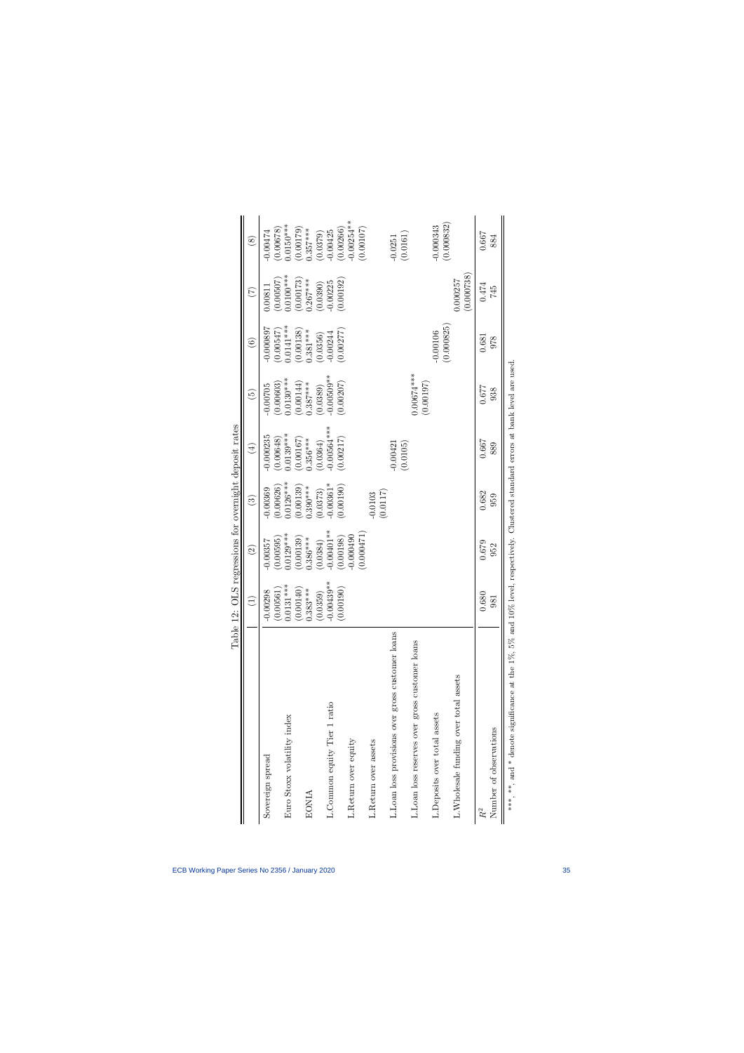Table 12: OLS regressions for overnight deposit rates

| | (1) | (2) | (3) | (4) | (5) | (6) | (7) | (8) |
|---|---|---|---|---|---|---|---|---|
| Sovereign spread | -0.00298 | -0.00357 | -0.00369 | -0.000235 | -0.00705 | -0.000897 | 0.00811 | -0.00474 |
| | (0.00561) | (0.00595) | (0.00626) | (0.00648) | (0.00603) | (0.00547) | (0.00507) | (0.00678) |
| Euro Stoxx volatility index | 0.0131*** | 0.0129*** | 0.0126*** | 0.0139*** | 0.0130*** | 0.0141*** | 0.0100*** | 0.0150*** |
| | (0.00140) | (0.00139) | (0.00139) | (0.00167) | (0.00144) | (0.00138) | (0.00173) | (0.00179) |
| EONIA | 0.383*** | 0.386*** | 0.390*** | 0.356*** | 0.387*** | 0.381*** | 0.267*** | 0.357*** |
| | (0.0359) | (0.0384) | (0.0373) | (0.0364) | (0.0389) | (0.0356) | (0.0390) | (0.0379) |
| L.Common equity Tier 1 ratio | -0.00439** | -0.00401** | -0.00361* | -0.00564*** | -0.00509** | -0.00244 | -0.00225 | -0.00425 |
| | (0.00190) | (0.00198) | (0.00190) | (0.00217) | (0.00207) | (0.00277) | (0.00192) | (0.00266) |
| L.Return over equity | | -0.000490 | | | | | | -0.00254** |
| | | (0.000471) | | | | | | (0.00107) |
| L.Return over assets | | | -0.0103 | | | | | |
| | | | (0.0117) | | | | | |
| L.Loan loss provisions over gross customer loans | | | | -0.00421 | | | | -0.0251 |
| | | | | (0.0105) | | | | (0.0161) |
| L.Loan loss reserves over gross customer loans | | | | | 0.00674*** | | | |
| | | | | | (0.00197) | | | |
| L.Deposits over total assets | | | | | | -0.00106 | | -0.000343 |
| | | | | | | (0.000825) | | (0.000832) |
| L.Wholesale funding over total assets | | | | | | | 0.000257 | |
| | | | | | | | (0.000738) | |
| $R^2$ | 0.680 | 0.679 | 0.682 | 0.667 | 0.677 | 0.681 | 0.474 | 0.667 |
| Number of observations | 981 | 952 | 959 | 889 | 938 | 978 | 745 | 884 |

***, **, and * denote significance at the 1%, 5% and 10% level, respectively. Clustered standard errors at bank level are used.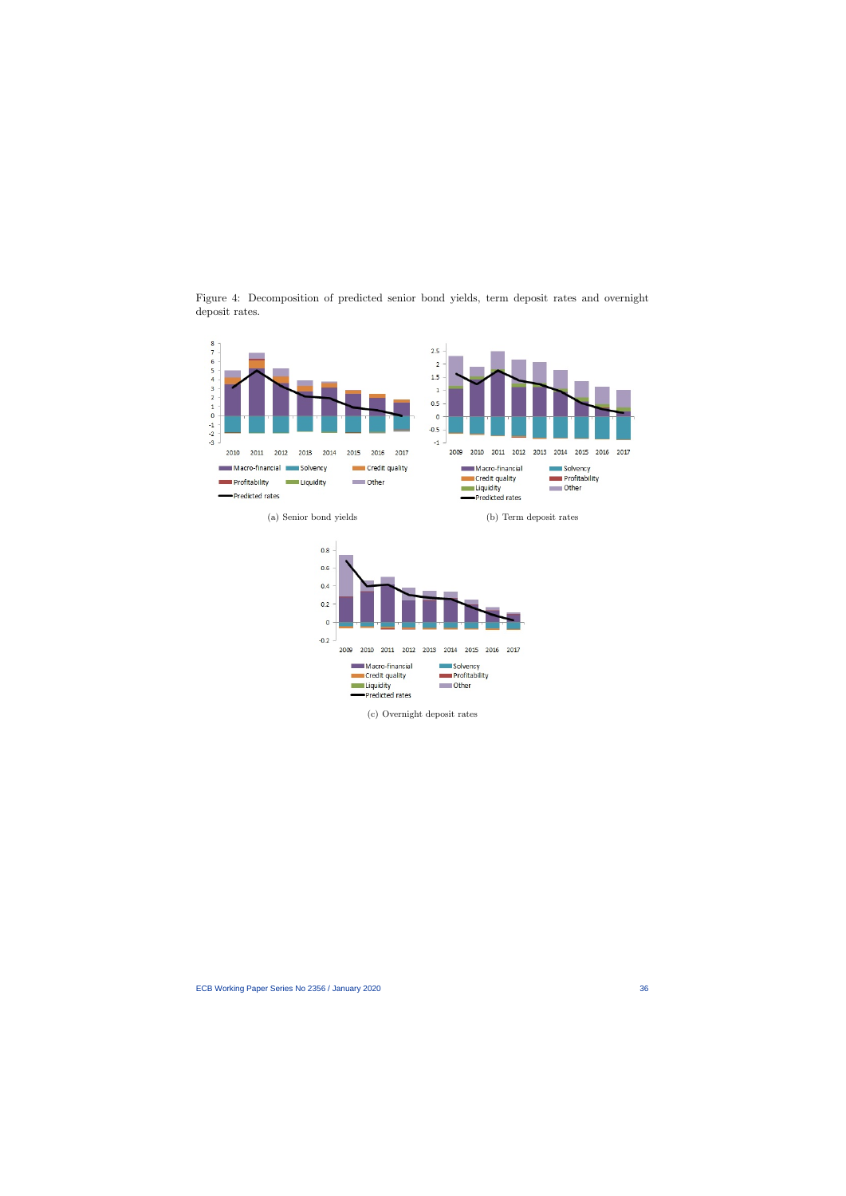Figure 4: Decomposition of predicted senior bond yields, term deposit rates and overnight deposit rates.

(a) Senior bond yields

(b) Term deposit rates

(c) Overnight deposit rates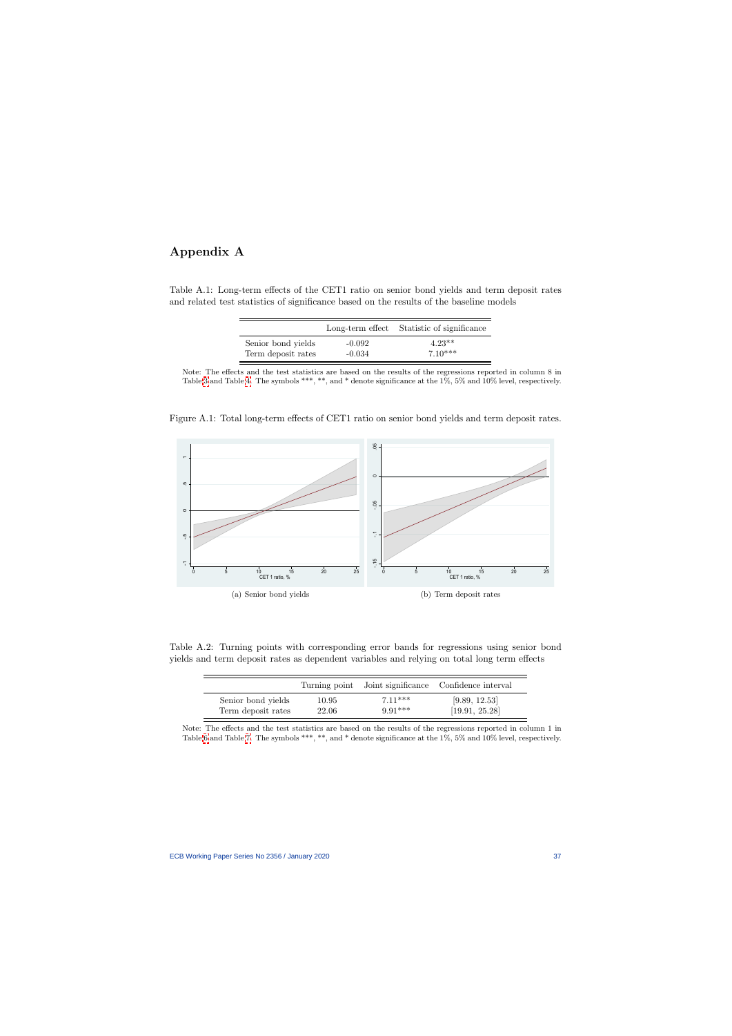# Appendix A

Table A.1: Long-term effects of the CET1 ratio on senior bond yields and term deposit rates and related test statistics of significance based on the results of the baseline models

| | Long-term effect | Statistic of significance |
|---|---|---|
| Senior bond yields | -0.092 | 4.23** |
| Term deposit rates | -0.034 | 7.10*** |

Note: The effects and the test statistics are based on the results of the regressions reported in column 8 in Table 3 and Table 4. The symbols ***, **, and * denote significance at the 1%, 5% and 10% level, respectively.

Figure A.1: Total long-term effects of CET1 ratio on senior bond yields and term deposit rates.

(a) Senior bond yields

(b) Term deposit rates

Table A.2: Turning points with corresponding error bands for regressions using senior bond yields and term deposit rates as dependent variables and relying on total long term effects

| | Turning point | Joint significance | Confidence interval |
|---|---|---|---|
| Senior bond yields | 10.95 | 7.11*** | [9.89, 12.53] |
| Term deposit rates | 22.06 | 9.91*** | [19.91, 25.28] |

Note: The effects and the test statistics are based on the results of the regressions reported in column 1 in Table 6 and Table 7. The symbols ***, **, and * denote significance at the 1%, 5% and 10% level, respectively.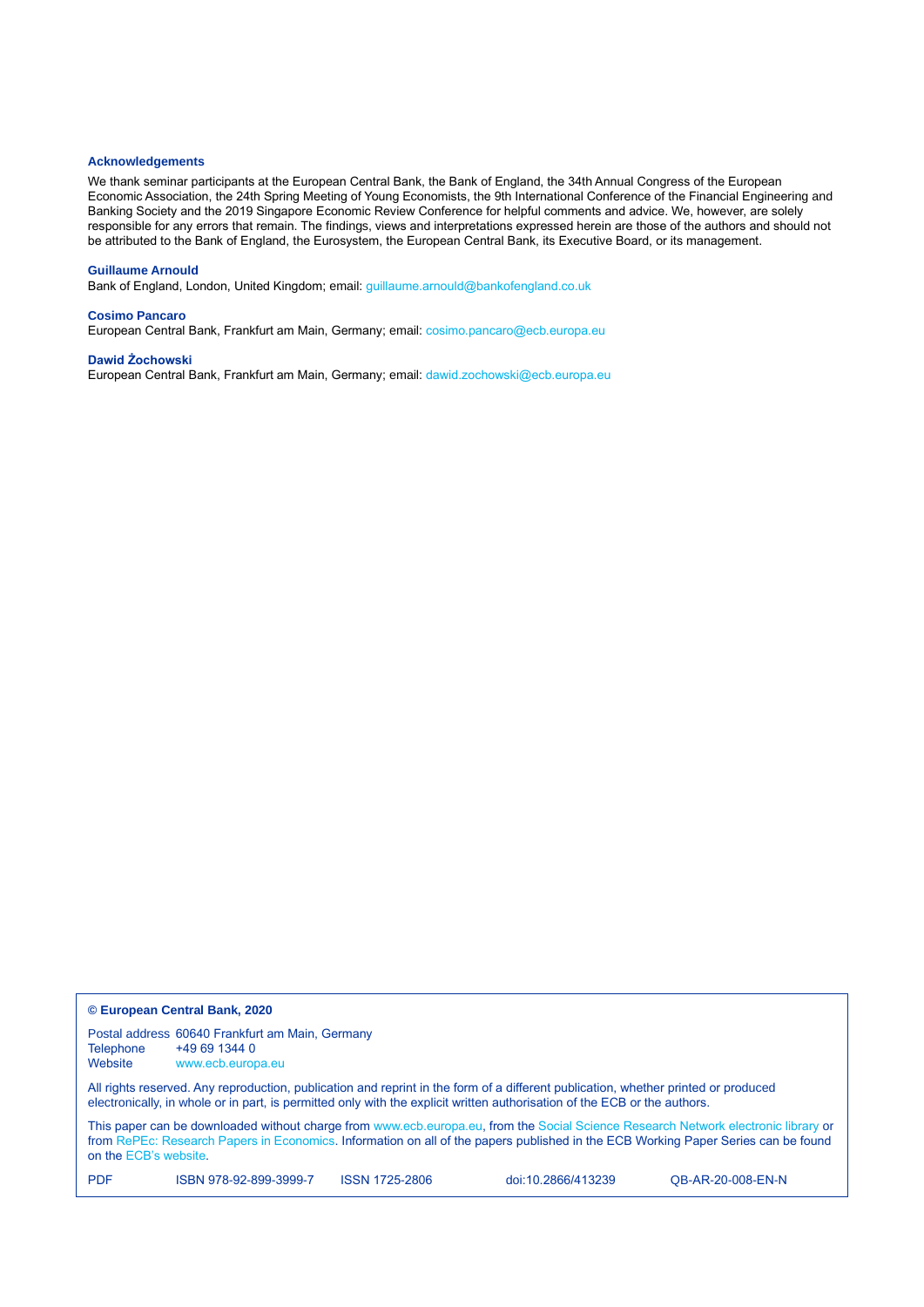### Acknowledgements

We thank seminar participants at the European Central Bank, the Bank of England, the 34th Annual Congress of the European Economic Association, the 24th Spring Meeting of Young Economists, the 9th International Conference of the Financial Engineering and Banking Society and the 2019 Singapore Economic Review Conference for helpful comments and advice. We, however, are solely responsible for any errors that remain. The findings, views and interpretations expressed herein are those of the authors and should not be attributed to the Bank of England, the Eurosystem, the European Central Bank, its Executive Board, or its management.

**Guillaume Arnould**
Bank of England, London, United Kingdom; email: guillaume.arnould@bankofengland.co.uk

**Cosimo Pancaro**
European Central Bank, Frankfurt am Main, Germany; email: cosimo.pancaro@ecb.europa.eu

**Dawid Żochowski**
European Central Bank, Frankfurt am Main, Germany; email: dawid.zochowski@ecb.europa.eu

**© European Central Bank, 2020**

Postal address 60640 Frankfurt am Main, Germany
Telephone +49 69 1344 0
Website www.ecb.europa.eu

All rights reserved. Any reproduction, publication and reprint in the form of a different publication, whether printed or produced electronically, in whole or in part, is permitted only with the explicit written authorisation of the ECB or the authors.

This paper can be downloaded without charge from www.ecb.europa.eu, from the Social Science Research Network electronic library or from RePEc: Research Papers in Economics. Information on all of the papers published in the ECB Working Paper Series can be found on the ECB's website.

PDF ISBN 978-92-899-3999-7 ISSN 1725-2806 doi:10.2866/413239 QB-AR-20-008-EN-N